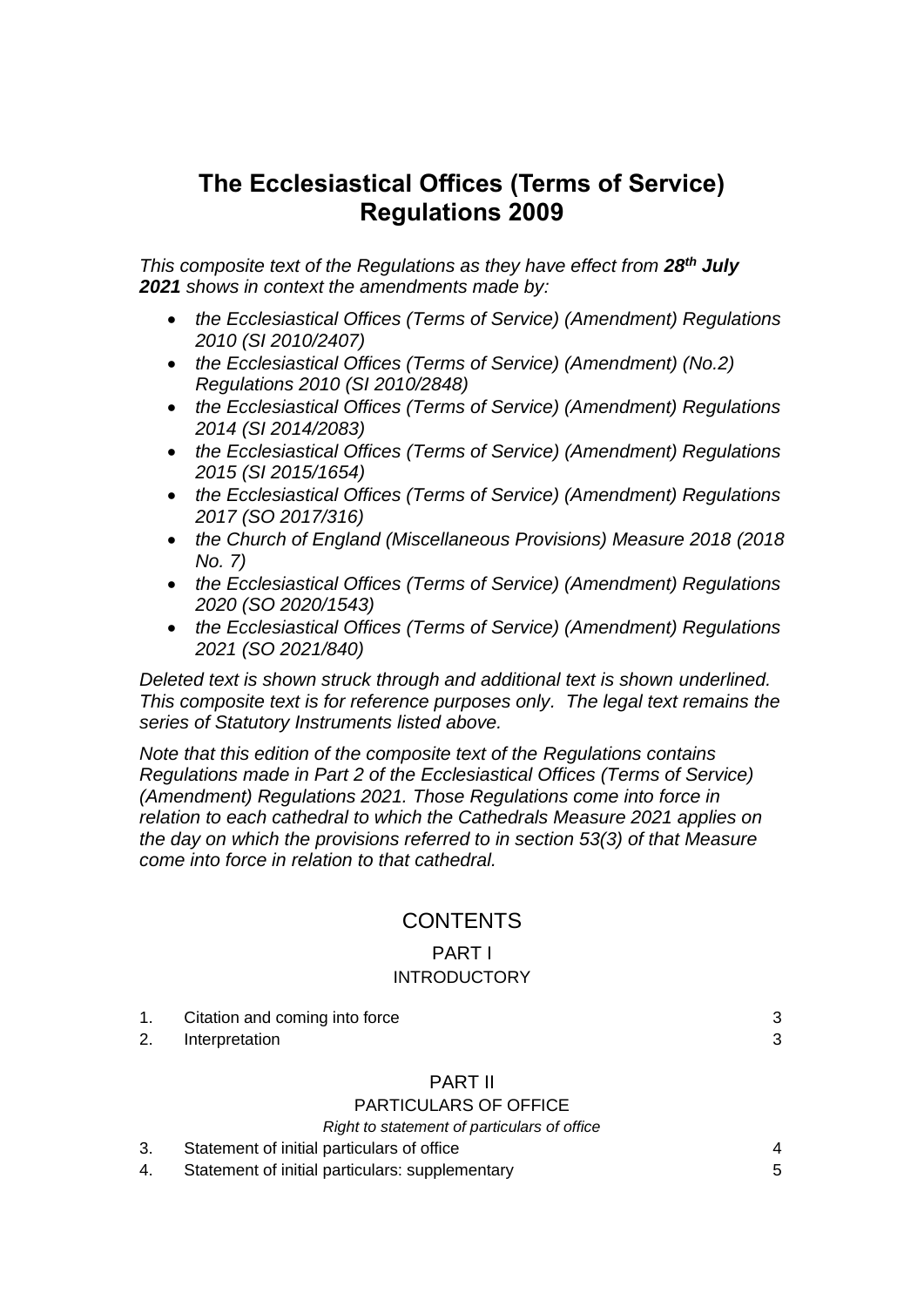# The Ecclesiastical Offices (Terms of Service) Regulations 2009

*This composite text of the Regulations as they have effect from **28th July 2021** shows in context the amendments made by:*

- *the Ecclesiastical Offices (Terms of Service) (Amendment) Regulations 2010 (SI 2010/2407)*
- *the Ecclesiastical Offices (Terms of Service) (Amendment) (No.2) Regulations 2010 (SI 2010/2848)*
- *the Ecclesiastical Offices (Terms of Service) (Amendment) Regulations 2014 (SI 2014/2083)*
- *the Ecclesiastical Offices (Terms of Service) (Amendment) Regulations 2015 (SI 2015/1654)*
- *the Ecclesiastical Offices (Terms of Service) (Amendment) Regulations 2017 (SO 2017/316)*
- *the Church of England (Miscellaneous Provisions) Measure 2018 (2018 No. 7)*
- *the Ecclesiastical Offices (Terms of Service) (Amendment) Regulations 2020 (SO 2020/1543)*
- *the Ecclesiastical Offices (Terms of Service) (Amendment) Regulations 2021 (SO 2021/840)*

*Deleted text is shown struck through and additional text is shown underlined. This composite text is for reference purposes only. The legal text remains the series of Statutory Instruments listed above.*

*Note that this edition of the composite text of the Regulations contains Regulations made in Part 2 of the Ecclesiastical Offices (Terms of Service) (Amendment) Regulations 2021. Those Regulations come into force in relation to each cathedral to which the Cathedrals Measure 2021 applies on the day on which the provisions referred to in section 53(3) of that Measure come into force in relation to that cathedral.*

## CONTENTS

### PART I
### INTRODUCTORY

| | | |
|---|---|---|
| 1. | Citation and coming into force | 3 |
| 2. | Interpretation | 3 |

### PART II
### PARTICULARS OF OFFICE

*Right to statement of particulars of office*

| | | |
|---|---|---|
| 3. | Statement of initial particulars of office | 4 |
| 4. | Statement of initial particulars: supplementary | 5 |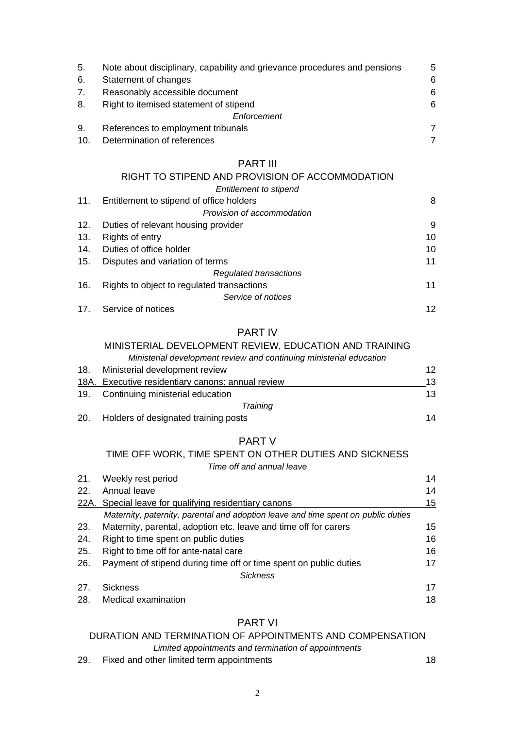| | | |
|---|---|---|
| 5. | Note about disciplinary, capability and grievance procedures and pensions | 5 |
| 6. | Statement of changes | 6 |
| 7. | Reasonably accessible document | 6 |
| 8. | Right to itemised statement of stipend | 6 |
| | *Enforcement* | |
| 9. | References to employment tribunals | 7 |
| 10. | Determination of references | 7 |

## PART III

### RIGHT TO STIPEND AND PROVISION OF ACCOMMODATION

| | | |
|---|---|---|
| | *Entitlement to stipend* | |
| 11. | Entitlement to stipend of office holders | 8 |
| | *Provision of accommodation* | |
| 12. | Duties of relevant housing provider | 9 |
| 13. | Rights of entry | 10 |
| 14. | Duties of office holder | 10 |
| 15. | Disputes and variation of terms | 11 |
| | *Regulated transactions* | |
| 16. | Rights to object to regulated transactions | 11 |
| | *Service of notices* | |
| 17. | Service of notices | 12 |

## PART IV

### MINISTERIAL DEVELOPMENT REVIEW, EDUCATION AND TRAINING

| | | |
|---|---|---|
| | *Ministerial development review and continuing ministerial education* | |
| 18. | Ministerial development review | 12 |
| 18A. | Executive residentiary canons: annual review | 13 |
| 19. | Continuing ministerial education | 13 |
| | *Training* | |
| 20. | Holders of designated training posts | 14 |

## PART V

### TIME OFF WORK, TIME SPENT ON OTHER DUTIES AND SICKNESS

| | | |
|---|---|---|
| | *Time off and annual leave* | |
| 21. | Weekly rest period | 14 |
| 22. | Annual leave | 14 |
| 22A. | Special leave for qualifying residentiary canons | 15 |
| | *Maternity, paternity, parental and adoption leave and time spent on public duties* | |
| 23. | Maternity, parental, adoption etc. leave and time off for carers | 15 |
| 24. | Right to time spent on public duties | 16 |
| 25. | Right to time off for ante-natal care | 16 |
| 26. | Payment of stipend during time off or time spent on public duties | 17 |
| | *Sickness* | |
| 27. | Sickness | 17 |
| 28. | Medical examination | 18 |

## PART VI

### DURATION AND TERMINATION OF APPOINTMENTS AND COMPENSATION

| | | |
|---|---|---|
| | *Limited appointments and termination of appointments* | |
| 29. | Fixed and other limited term appointments | 18 |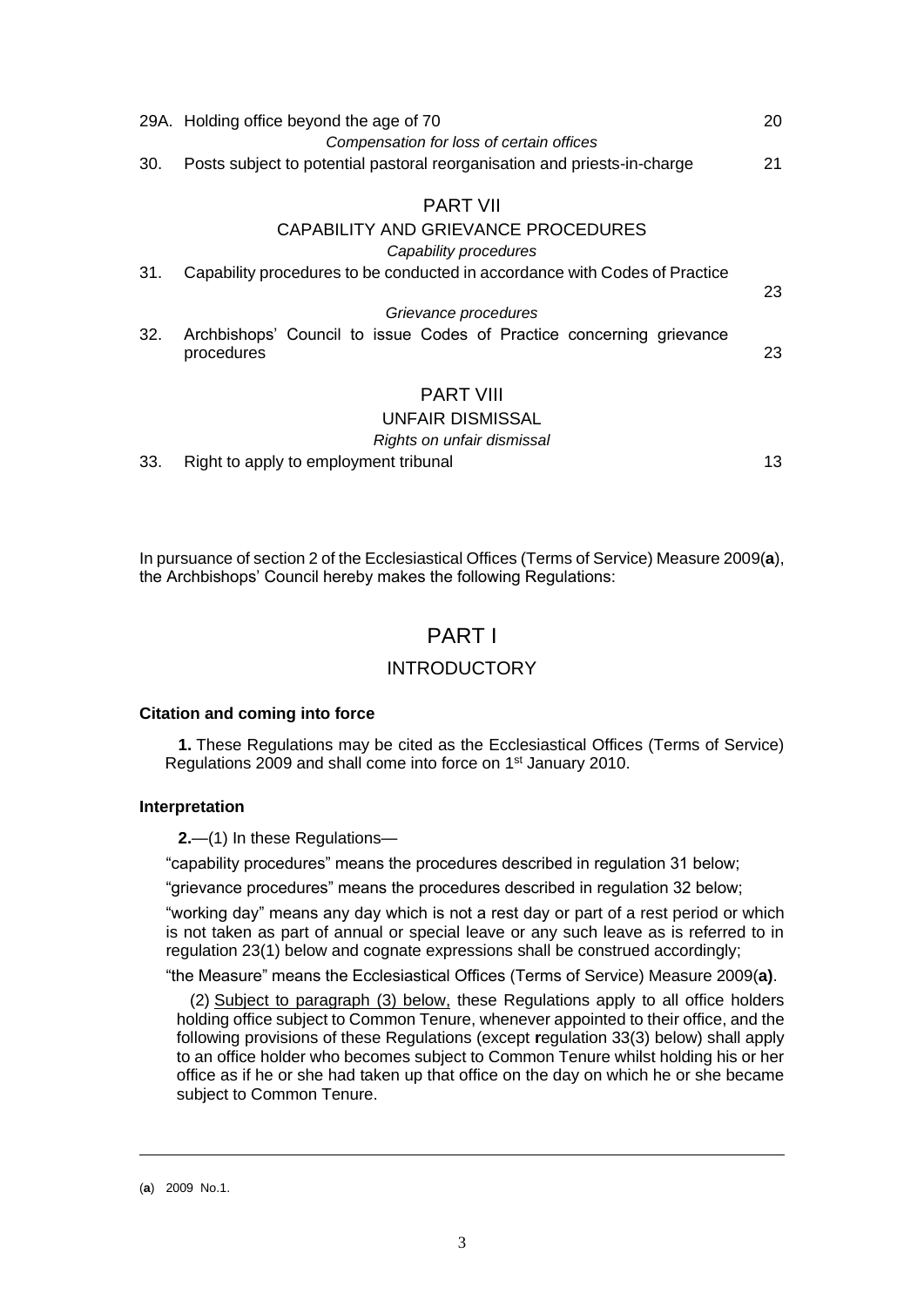| | | |
|---|---|---|
| 29A. | Holding office beyond the age of 70 | 20 |
| | *Compensation for loss of certain offices* | |
| 30. | Posts subject to potential pastoral reorganisation and priests-in-charge | 21 |

PART VII

CAPABILITY AND GRIEVANCE PROCEDURES

*Capability procedures*

| | | |
|---|---|---|
| 31. | Capability procedures to be conducted in accordance with Codes of Practice | 23 |
| | *Grievance procedures* | |
| 32. | Archbishops' Council to issue Codes of Practice concerning grievance procedures | 23 |

PART VIII

UNFAIR DISMISSAL

*Rights on unfair dismissal*

| | | |
|---|---|---|
| 33. | Right to apply to employment tribunal | 13 |

In pursuance of section 2 of the Ecclesiastical Offices (Terms of Service) Measure 2009(**a**), the Archbishops' Council hereby makes the following Regulations:

# PART I

## INTRODUCTORY

### Citation and coming into force

**1.** These Regulations may be cited as the Ecclesiastical Offices (Terms of Service) Regulations 2009 and shall come into force on 1st January 2010.

### Interpretation

**2.**—(1) In these Regulations—

"capability procedures" means the procedures described in regulation 31 below;

"grievance procedures" means the procedures described in regulation 32 below;

"working day" means any day which is not a rest day or part of a rest period or which is not taken as part of annual or special leave or any such leave as is referred to in regulation 23(1) below and cognate expressions shall be construed accordingly;

"the Measure" means the Ecclesiastical Offices (Terms of Service) Measure 2009(**a)**.

(2) Subject to paragraph (3) below, these Regulations apply to all office holders holding office subject to Common Tenure, whenever appointed to their office, and the following provisions of these Regulations (except regulation 33(3) below) shall apply to an office holder who becomes subject to Common Tenure whilst holding his or her office as if he or she had taken up that office on the day on which he or she became subject to Common Tenure.

---

(**a**) 2009 No.1.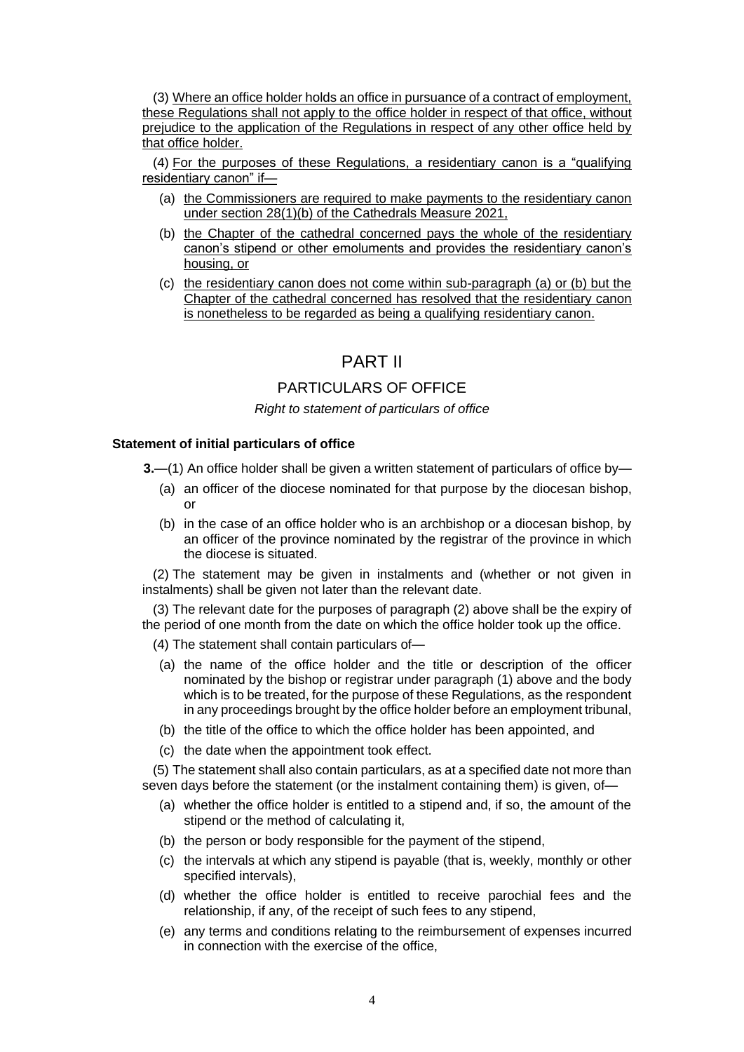(3) Where an office holder holds an office in pursuance of a contract of employment, these Regulations shall not apply to the office holder in respect of that office, without prejudice to the application of the Regulations in respect of any other office held by that office holder.

(4) For the purposes of these Regulations, a residentiary canon is a "qualifying residentiary canon" if—

(a) the Commissioners are required to make payments to the residentiary canon under section 28(1)(b) of the Cathedrals Measure 2021,

(b) the Chapter of the cathedral concerned pays the whole of the residentiary canon's stipend or other emoluments and provides the residentiary canon's housing, or

(c) the residentiary canon does not come within sub-paragraph (a) or (b) but the Chapter of the cathedral concerned has resolved that the residentiary canon is nonetheless to be regarded as being a qualifying residentiary canon.

# PART II

## PARTICULARS OF OFFICE

*Right to statement of particulars of office*

### Statement of initial particulars of office

**3.**—(1) An office holder shall be given a written statement of particulars of office by—

(a) an officer of the diocese nominated for that purpose by the diocesan bishop, or

(b) in the case of an office holder who is an archbishop or a diocesan bishop, by an officer of the province nominated by the registrar of the province in which the diocese is situated.

(2) The statement may be given in instalments and (whether or not given in instalments) shall be given not later than the relevant date.

(3) The relevant date for the purposes of paragraph (2) above shall be the expiry of the period of one month from the date on which the office holder took up the office.

(4) The statement shall contain particulars of—

(a) the name of the office holder and the title or description of the officer nominated by the bishop or registrar under paragraph (1) above and the body which is to be treated, for the purpose of these Regulations, as the respondent in any proceedings brought by the office holder before an employment tribunal,

(b) the title of the office to which the office holder has been appointed, and

(c) the date when the appointment took effect.

(5) The statement shall also contain particulars, as at a specified date not more than seven days before the statement (or the instalment containing them) is given, of—

(a) whether the office holder is entitled to a stipend and, if so, the amount of the stipend or the method of calculating it,

(b) the person or body responsible for the payment of the stipend,

(c) the intervals at which any stipend is payable (that is, weekly, monthly or other specified intervals),

(d) whether the office holder is entitled to receive parochial fees and the relationship, if any, of the receipt of such fees to any stipend,

(e) any terms and conditions relating to the reimbursement of expenses incurred in connection with the exercise of the office,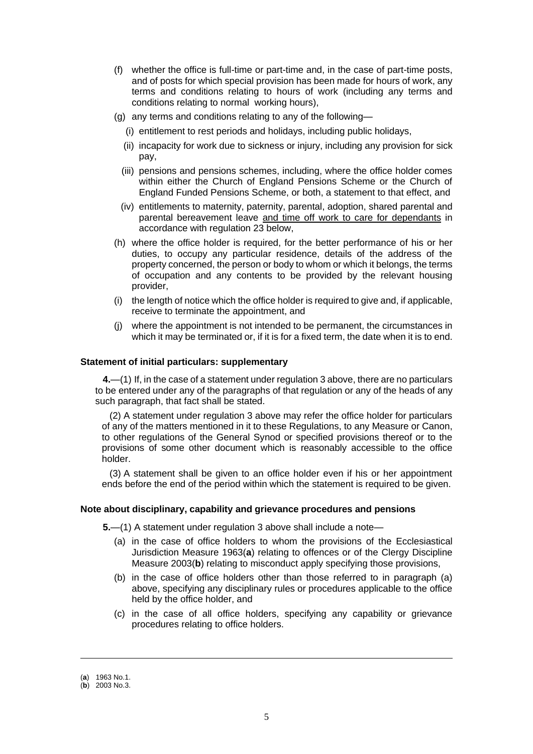(f) whether the office is full-time or part-time and, in the case of part-time posts, and of posts for which special provision has been made for hours of work, any terms and conditions relating to hours of work (including any terms and conditions relating to normal working hours),

(g) any terms and conditions relating to any of the following—

  (i) entitlement to rest periods and holidays, including public holidays,

  (ii) incapacity for work due to sickness or injury, including any provision for sick pay,

  (iii) pensions and pensions schemes, including, where the office holder comes within either the Church of England Pensions Scheme or the Church of England Funded Pensions Scheme, or both, a statement to that effect, and

  (iv) entitlements to maternity, paternity, parental, adoption, shared parental and parental bereavement leave <u>and time off work to care for dependants</u> in accordance with regulation 23 below,

(h) where the office holder is required, for the better performance of his or her duties, to occupy any particular residence, details of the address of the property concerned, the person or body to whom or which it belongs, the terms of occupation and any contents to be provided by the relevant housing provider,

(i) the length of notice which the office holder is required to give and, if applicable, receive to terminate the appointment, and

(j) where the appointment is not intended to be permanent, the circumstances in which it may be terminated or, if it is for a fixed term, the date when it is to end.

**Statement of initial particulars: supplementary**

**4.**—(1) If, in the case of a statement under regulation 3 above, there are no particulars to be entered under any of the paragraphs of that regulation or any of the heads of any such paragraph, that fact shall be stated.

(2) A statement under regulation 3 above may refer the office holder for particulars of any of the matters mentioned in it to these Regulations, to any Measure or Canon, to other regulations of the General Synod or specified provisions thereof or to the provisions of some other document which is reasonably accessible to the office holder.

(3) A statement shall be given to an office holder even if his or her appointment ends before the end of the period within which the statement is required to be given.

**Note about disciplinary, capability and grievance procedures and pensions**

**5.**—(1) A statement under regulation 3 above shall include a note—

(a) in the case of office holders to whom the provisions of the Ecclesiastical Jurisdiction Measure 1963(**a**) relating to offences or of the Clergy Discipline Measure 2003(**b**) relating to misconduct apply specifying those provisions,

(b) in the case of office holders other than those referred to in paragraph (a) above, specifying any disciplinary rules or procedures applicable to the office held by the office holder, and

(c) in the case of all office holders, specifying any capability or grievance procedures relating to office holders.

---

(**a**) 1963 No.1.
(**b**) 2003 No.3.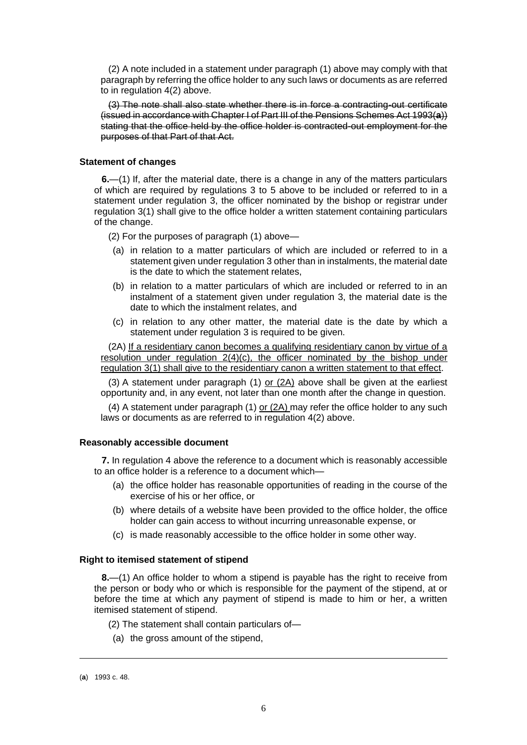(2) A note included in a statement under paragraph (1) above may comply with that paragraph by referring the office holder to any such laws or documents as are referred to in regulation 4(2) above.

~~(3) The note shall also state whether there is in force a contracting-out certificate (issued in accordance with Chapter I of Part III of the Pensions Schemes Act 1993(a)) stating that the office held by the office holder is contracted-out employment for the purposes of that Part of that Act.~~

**Statement of changes**

**6.**—(1) If, after the material date, there is a change in any of the matters particulars of which are required by regulations 3 to 5 above to be included or referred to in a statement under regulation 3, the officer nominated by the bishop or registrar under regulation 3(1) shall give to the office holder a written statement containing particulars of the change.

(2) For the purposes of paragraph (1) above—

(a) in relation to a matter particulars of which are included or referred to in a statement given under regulation 3 other than in instalments, the material date is the date to which the statement relates,

(b) in relation to a matter particulars of which are included or referred to in an instalment of a statement given under regulation 3, the material date is the date to which the instalment relates, and

(c) in relation to any other matter, the material date is the date by which a statement under regulation 3 is required to be given.

(2A) <u>If a residentiary canon becomes a qualifying residentiary canon by virtue of a resolution under regulation 2(4)(c), the officer nominated by the bishop under regulation 3(1) shall give to the residentiary canon a written statement to that effect</u>.

(3) A statement under paragraph (1) <u>or (2A)</u> above shall be given at the earliest opportunity and, in any event, not later than one month after the change in question.

(4) A statement under paragraph (1) <u>or (2A)</u> may refer the office holder to any such laws or documents as are referred to in regulation 4(2) above.

**Reasonably accessible document**

**7.** In regulation 4 above the reference to a document which is reasonably accessible to an office holder is a reference to a document which—

(a) the office holder has reasonable opportunities of reading in the course of the exercise of his or her office, or

(b) where details of a website have been provided to the office holder, the office holder can gain access to without incurring unreasonable expense, or

(c) is made reasonably accessible to the office holder in some other way.

**Right to itemised statement of stipend**

**8.**—(1) An office holder to whom a stipend is payable has the right to receive from the person or body who or which is responsible for the payment of the stipend, at or before the time at which any payment of stipend is made to him or her, a written itemised statement of stipend.

(2) The statement shall contain particulars of—

(a) the gross amount of the stipend,

---

(a) 1993 c. 48.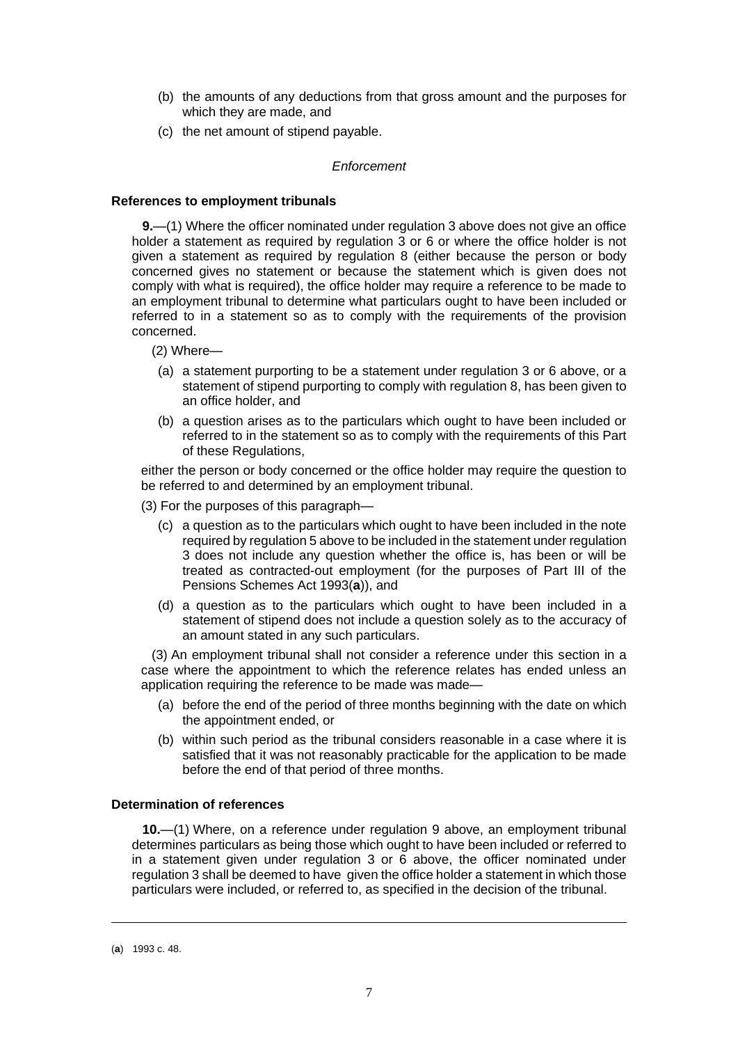(b) the amounts of any deductions from that gross amount and the purposes for which they are made, and

(c) the net amount of stipend payable.

*Enforcement*

**References to employment tribunals**

**9.**—(1) Where the officer nominated under regulation 3 above does not give an office holder a statement as required by regulation 3 or 6 or where the office holder is not given a statement as required by regulation 8 (either because the person or body concerned gives no statement or because the statement which is given does not comply with what is required), the office holder may require a reference to be made to an employment tribunal to determine what particulars ought to have been included or referred to in a statement so as to comply with the requirements of the provision concerned.

(2) Where—

(a) a statement purporting to be a statement under regulation 3 or 6 above, or a statement of stipend purporting to comply with regulation 8, has been given to an office holder, and

(b) a question arises as to the particulars which ought to have been included or referred to in the statement so as to comply with the requirements of this Part of these Regulations,

either the person or body concerned or the office holder may require the question to be referred to and determined by an employment tribunal.

(3) For the purposes of this paragraph—

(c) a question as to the particulars which ought to have been included in the note required by regulation 5 above to be included in the statement under regulation 3 does not include any question whether the office is, has been or will be treated as contracted-out employment (for the purposes of Part III of the Pensions Schemes Act 1993(**a**)), and

(d) a question as to the particulars which ought to have been included in a statement of stipend does not include a question solely as to the accuracy of an amount stated in any such particulars.

(3) An employment tribunal shall not consider a reference under this section in a case where the appointment to which the reference relates has ended unless an application requiring the reference to be made was made—

(a) before the end of the period of three months beginning with the date on which the appointment ended, or

(b) within such period as the tribunal considers reasonable in a case where it is satisfied that it was not reasonably practicable for the application to be made before the end of that period of three months.

**Determination of references**

**10.**—(1) Where, on a reference under regulation 9 above, an employment tribunal determines particulars as being those which ought to have been included or referred to in a statement given under regulation 3 or 6 above, the officer nominated under regulation 3 shall be deemed to have given the office holder a statement in which those particulars were included, or referred to, as specified in the decision of the tribunal.

---

(**a**) 1993 c. 48.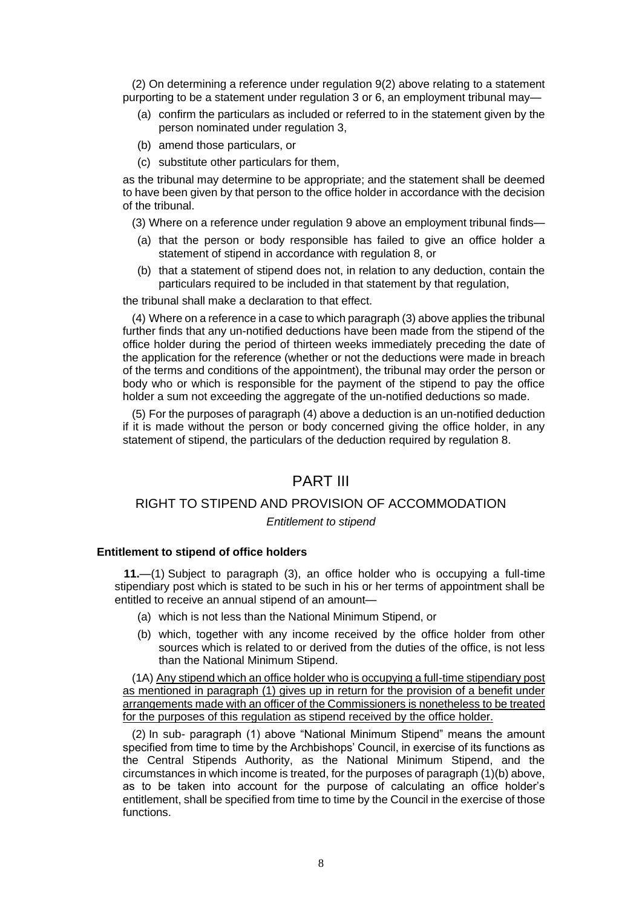(2) On determining a reference under regulation 9(2) above relating to a statement purporting to be a statement under regulation 3 or 6, an employment tribunal may—

(a) confirm the particulars as included or referred to in the statement given by the person nominated under regulation 3,

(b) amend those particulars, or

(c) substitute other particulars for them,

as the tribunal may determine to be appropriate; and the statement shall be deemed to have been given by that person to the office holder in accordance with the decision of the tribunal.

(3) Where on a reference under regulation 9 above an employment tribunal finds—

(a) that the person or body responsible has failed to give an office holder a statement of stipend in accordance with regulation 8, or

(b) that a statement of stipend does not, in relation to any deduction, contain the particulars required to be included in that statement by that regulation,

the tribunal shall make a declaration to that effect.

(4) Where on a reference in a case to which paragraph (3) above applies the tribunal further finds that any un-notified deductions have been made from the stipend of the office holder during the period of thirteen weeks immediately preceding the date of the application for the reference (whether or not the deductions were made in breach of the terms and conditions of the appointment), the tribunal may order the person or body who or which is responsible for the payment of the stipend to pay the office holder a sum not exceeding the aggregate of the un-notified deductions so made.

(5) For the purposes of paragraph (4) above a deduction is an un-notified deduction if it is made without the person or body concerned giving the office holder, in any statement of stipend, the particulars of the deduction required by regulation 8.

# PART III

## RIGHT TO STIPEND AND PROVISION OF ACCOMMODATION

*Entitlement to stipend*

**Entitlement to stipend of office holders**

**11.**—(1) Subject to paragraph (3), an office holder who is occupying a full-time stipendiary post which is stated to be such in his or her terms of appointment shall be entitled to receive an annual stipend of an amount—

(a) which is not less than the National Minimum Stipend, or

(b) which, together with any income received by the office holder from other sources which is related to or derived from the duties of the office, is not less than the National Minimum Stipend.

(1A) <u>Any stipend which an office holder who is occupying a full-time stipendiary post as mentioned in paragraph (1) gives up in return for the provision of a benefit under arrangements made with an officer of the Commissioners is nonetheless to be treated for the purposes of this regulation as stipend received by the office holder.</u>

(2) In sub- paragraph (1) above "National Minimum Stipend" means the amount specified from time to time by the Archbishops' Council, in exercise of its functions as the Central Stipends Authority, as the National Minimum Stipend, and the circumstances in which income is treated, for the purposes of paragraph (1)(b) above, as to be taken into account for the purpose of calculating an office holder's entitlement, shall be specified from time to time by the Council in the exercise of those functions.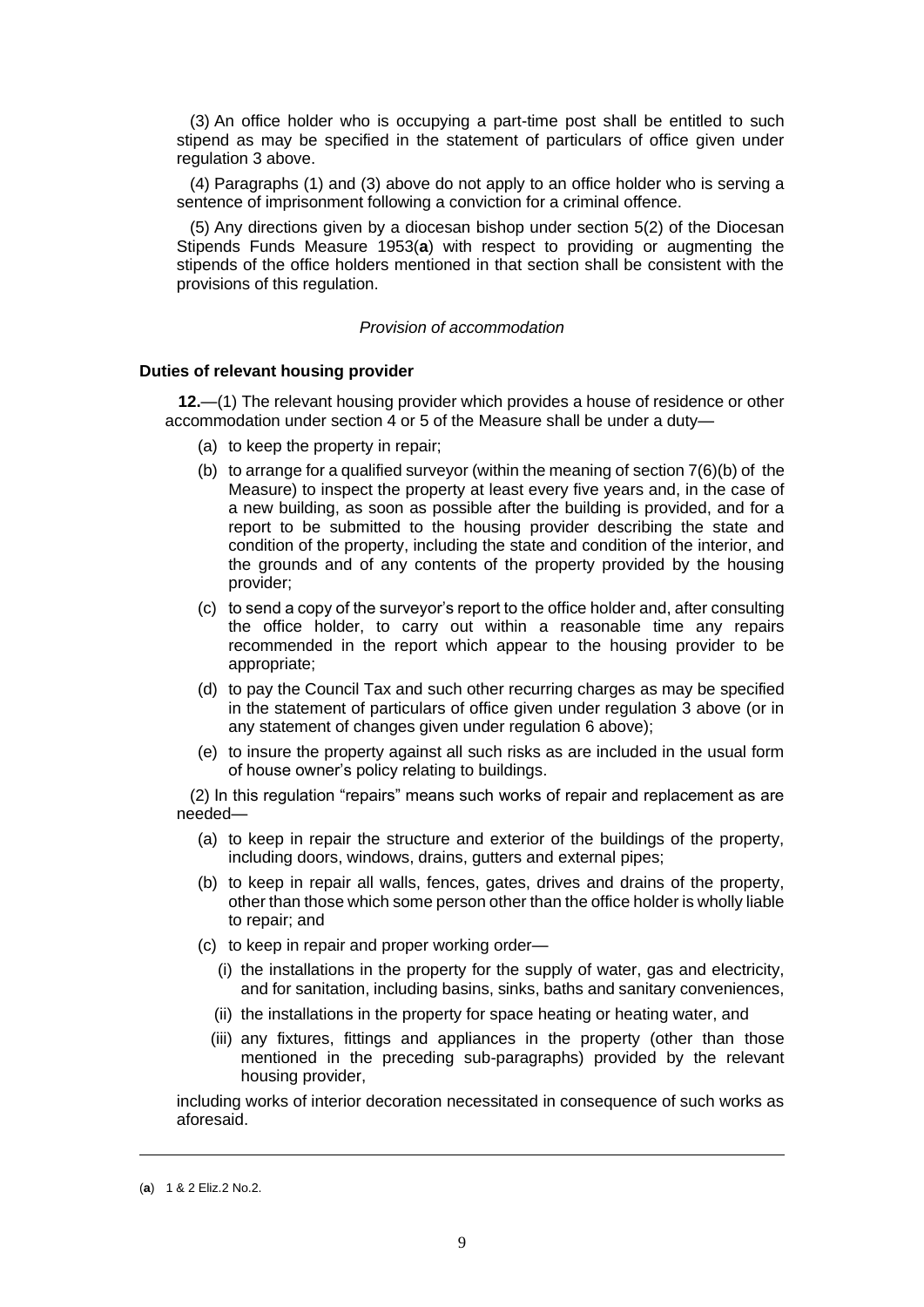(3) An office holder who is occupying a part-time post shall be entitled to such stipend as may be specified in the statement of particulars of office given under regulation 3 above.

(4) Paragraphs (1) and (3) above do not apply to an office holder who is serving a sentence of imprisonment following a conviction for a criminal offence.

(5) Any directions given by a diocesan bishop under section 5(2) of the Diocesan Stipends Funds Measure 1953(**a**) with respect to providing or augmenting the stipends of the office holders mentioned in that section shall be consistent with the provisions of this regulation.

*Provision of accommodation*

**Duties of relevant housing provider**

**12.**—(1) The relevant housing provider which provides a house of residence or other accommodation under section 4 or 5 of the Measure shall be under a duty—

(a) to keep the property in repair;

(b) to arrange for a qualified surveyor (within the meaning of section 7(6)(b) of the Measure) to inspect the property at least every five years and, in the case of a new building, as soon as possible after the building is provided, and for a report to be submitted to the housing provider describing the state and condition of the property, including the state and condition of the interior, and the grounds and of any contents of the property provided by the housing provider;

(c) to send a copy of the surveyor's report to the office holder and, after consulting the office holder, to carry out within a reasonable time any repairs recommended in the report which appear to the housing provider to be appropriate;

(d) to pay the Council Tax and such other recurring charges as may be specified in the statement of particulars of office given under regulation 3 above (or in any statement of changes given under regulation 6 above);

(e) to insure the property against all such risks as are included in the usual form of house owner's policy relating to buildings.

(2) In this regulation "repairs" means such works of repair and replacement as are needed—

(a) to keep in repair the structure and exterior of the buildings of the property, including doors, windows, drains, gutters and external pipes;

(b) to keep in repair all walls, fences, gates, drives and drains of the property, other than those which some person other than the office holder is wholly liable to repair; and

(c) to keep in repair and proper working order—

(i) the installations in the property for the supply of water, gas and electricity, and for sanitation, including basins, sinks, baths and sanitary conveniences,

(ii) the installations in the property for space heating or heating water, and

(iii) any fixtures, fittings and appliances in the property (other than those mentioned in the preceding sub-paragraphs) provided by the relevant housing provider,

including works of interior decoration necessitated in consequence of such works as aforesaid.

---

(**a**) 1 & 2 Eliz.2 No.2.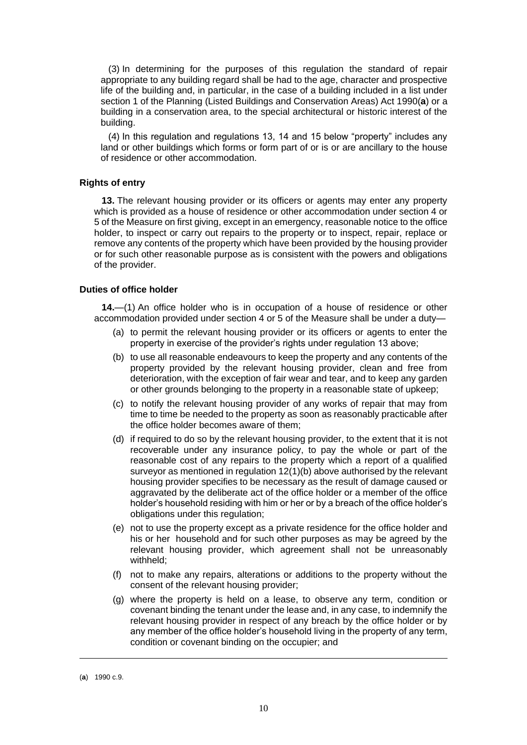(3) In determining for the purposes of this regulation the standard of repair appropriate to any building regard shall be had to the age, character and prospective life of the building and, in particular, in the case of a building included in a list under section 1 of the Planning (Listed Buildings and Conservation Areas) Act 1990([a]) or a building in a conservation area, to the special architectural or historic interest of the building.

(4) In this regulation and regulations 13, 14 and 15 below "property" includes any land or other buildings which forms or form part of or is or are ancillary to the house of residence or other accommodation.

#### Rights of entry

**13.** The relevant housing provider or its officers or agents may enter any property which is provided as a house of residence or other accommodation under section 4 or 5 of the Measure on first giving, except in an emergency, reasonable notice to the office holder, to inspect or carry out repairs to the property or to inspect, repair, replace or remove any contents of the property which have been provided by the housing provider or for such other reasonable purpose as is consistent with the powers and obligations of the provider.

#### Duties of office holder

**14.**—(1) An office holder who is in occupation of a house of residence or other accommodation provided under section 4 or 5 of the Measure shall be under a duty—

(a) to permit the relevant housing provider or its officers or agents to enter the property in exercise of the provider's rights under regulation 13 above;

(b) to use all reasonable endeavours to keep the property and any contents of the property provided by the relevant housing provider, clean and free from deterioration, with the exception of fair wear and tear, and to keep any garden or other grounds belonging to the property in a reasonable state of upkeep;

(c) to notify the relevant housing provider of any works of repair that may from time to time be needed to the property as soon as reasonably practicable after the office holder becomes aware of them;

(d) if required to do so by the relevant housing provider, to the extent that it is not recoverable under any insurance policy, to pay the whole or part of the reasonable cost of any repairs to the property which a report of a qualified surveyor as mentioned in regulation 12(1)(b) above authorised by the relevant housing provider specifies to be necessary as the result of damage caused or aggravated by the deliberate act of the office holder or a member of the office holder's household residing with him or her or by a breach of the office holder's obligations under this regulation;

(e) not to use the property except as a private residence for the office holder and his or her household and for such other purposes as may be agreed by the relevant housing provider, which agreement shall not be unreasonably withheld;

(f) not to make any repairs, alterations or additions to the property without the consent of the relevant housing provider;

(g) where the property is held on a lease, to observe any term, condition or covenant binding the tenant under the lease and, in any case, to indemnify the relevant housing provider in respect of any breach by the office holder or by any member of the office holder's household living in the property of any term, condition or covenant binding on the occupier; and

---

([a]) 1990 c.9.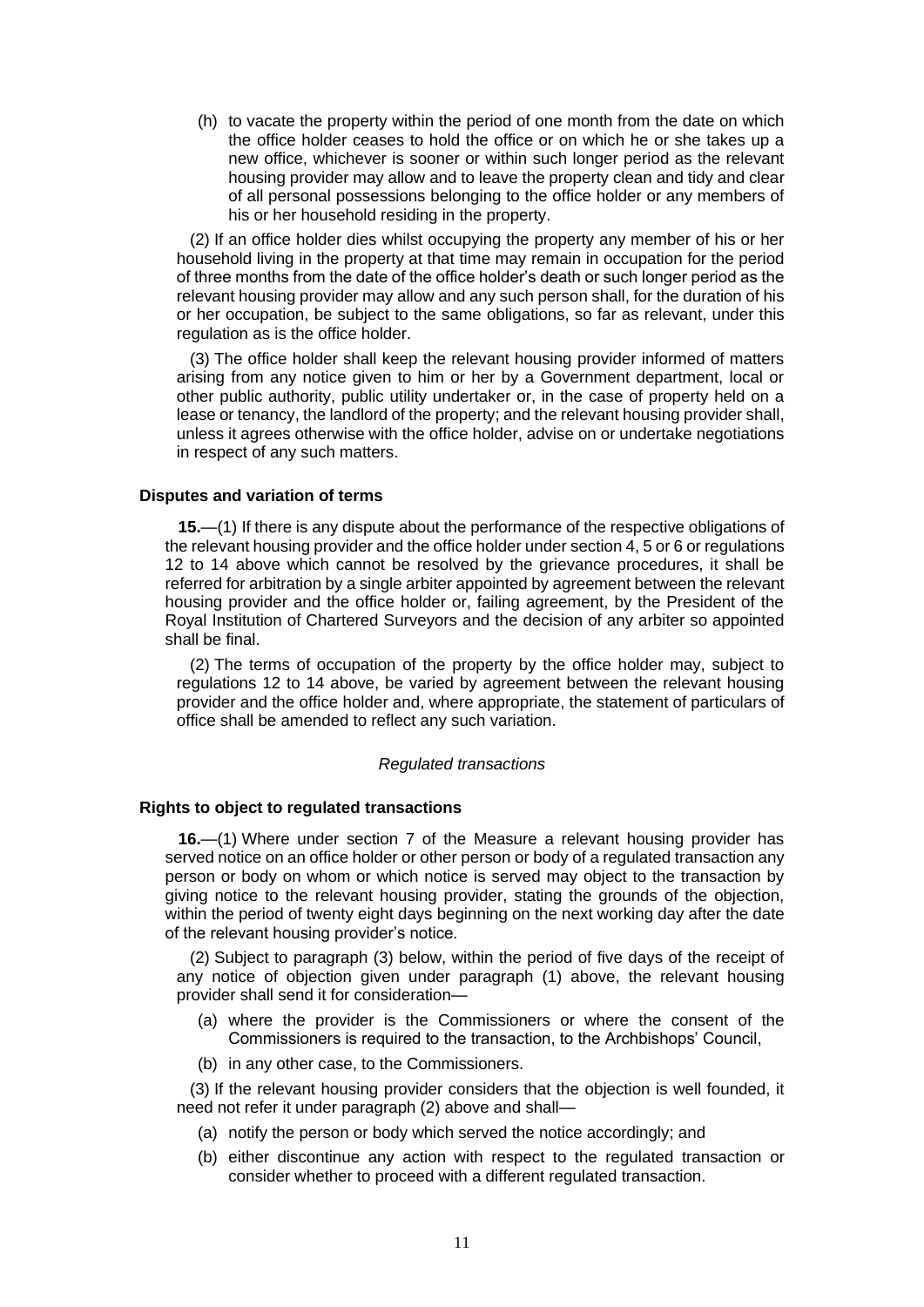(h) to vacate the property within the period of one month from the date on which the office holder ceases to hold the office or on which he or she takes up a new office, whichever is sooner or within such longer period as the relevant housing provider may allow and to leave the property clean and tidy and clear of all personal possessions belonging to the office holder or any members of his or her household residing in the property.

(2) If an office holder dies whilst occupying the property any member of his or her household living in the property at that time may remain in occupation for the period of three months from the date of the office holder's death or such longer period as the relevant housing provider may allow and any such person shall, for the duration of his or her occupation, be subject to the same obligations, so far as relevant, under this regulation as is the office holder.

(3) The office holder shall keep the relevant housing provider informed of matters arising from any notice given to him or her by a Government department, local or other public authority, public utility undertaker or, in the case of property held on a lease or tenancy, the landlord of the property; and the relevant housing provider shall, unless it agrees otherwise with the office holder, advise on or undertake negotiations in respect of any such matters.

**Disputes and variation of terms**

**15.**—(1) If there is any dispute about the performance of the respective obligations of the relevant housing provider and the office holder under section 4, 5 or 6 or regulations 12 to 14 above which cannot be resolved by the grievance procedures, it shall be referred for arbitration by a single arbiter appointed by agreement between the relevant housing provider and the office holder or, failing agreement, by the President of the Royal Institution of Chartered Surveyors and the decision of any arbiter so appointed shall be final.

(2) The terms of occupation of the property by the office holder may, subject to regulations 12 to 14 above, be varied by agreement between the relevant housing provider and the office holder and, where appropriate, the statement of particulars of office shall be amended to reflect any such variation.

*Regulated transactions*

**Rights to object to regulated transactions**

**16.**—(1) Where under section 7 of the Measure a relevant housing provider has served notice on an office holder or other person or body of a regulated transaction any person or body on whom or which notice is served may object to the transaction by giving notice to the relevant housing provider, stating the grounds of the objection, within the period of twenty eight days beginning on the next working day after the date of the relevant housing provider's notice.

(2) Subject to paragraph (3) below, within the period of five days of the receipt of any notice of objection given under paragraph (1) above, the relevant housing provider shall send it for consideration—

(a) where the provider is the Commissioners or where the consent of the Commissioners is required to the transaction, to the Archbishops' Council,

(b) in any other case, to the Commissioners.

(3) If the relevant housing provider considers that the objection is well founded, it need not refer it under paragraph (2) above and shall—

(a) notify the person or body which served the notice accordingly; and

(b) either discontinue any action with respect to the regulated transaction or consider whether to proceed with a different regulated transaction.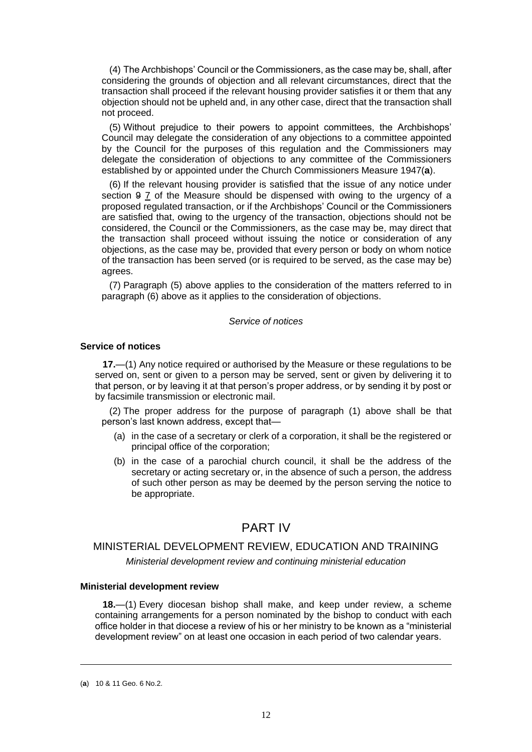(4) The Archbishops' Council or the Commissioners, as the case may be, shall, after considering the grounds of objection and all relevant circumstances, direct that the transaction shall proceed if the relevant housing provider satisfies it or them that any objection should not be upheld and, in any other case, direct that the transaction shall not proceed.

(5) Without prejudice to their powers to appoint committees, the Archbishops' Council may delegate the consideration of any objections to a committee appointed by the Council for the purposes of this regulation and the Commissioners may delegate the consideration of objections to any committee of the Commissioners established by or appointed under the Church Commissioners Measure 1947(**a**).

(6) If the relevant housing provider is satisfied that the issue of any notice under section ~~9~~ 7 of the Measure should be dispensed with owing to the urgency of a proposed regulated transaction, or if the Archbishops' Council or the Commissioners are satisfied that, owing to the urgency of the transaction, objections should not be considered, the Council or the Commissioners, as the case may be, may direct that the transaction shall proceed without issuing the notice or consideration of any objections, as the case may be, provided that every person or body on whom notice of the transaction has been served (or is required to be served, as the case may be) agrees.

(7) Paragraph (5) above applies to the consideration of the matters referred to in paragraph (6) above as it applies to the consideration of objections.

*Service of notices*

**Service of notices**

**17.**—(1) Any notice required or authorised by the Measure or these regulations to be served on, sent or given to a person may be served, sent or given by delivering it to that person, or by leaving it at that person's proper address, or by sending it by post or by facsimile transmission or electronic mail.

(2) The proper address for the purpose of paragraph (1) above shall be that person's last known address, except that—

(a) in the case of a secretary or clerk of a corporation, it shall be the registered or principal office of the corporation;

(b) in the case of a parochial church council, it shall be the address of the secretary or acting secretary or, in the absence of such a person, the address of such other person as may be deemed by the person serving the notice to be appropriate.

# PART IV

## MINISTERIAL DEVELOPMENT REVIEW, EDUCATION AND TRAINING

*Ministerial development review and continuing ministerial education*

**Ministerial development review**

**18.**—(1) Every diocesan bishop shall make, and keep under review, a scheme containing arrangements for a person nominated by the bishop to conduct with each office holder in that diocese a review of his or her ministry to be known as a "ministerial development review" on at least one occasion in each period of two calendar years.

---

(**a**) 10 & 11 Geo. 6 No.2.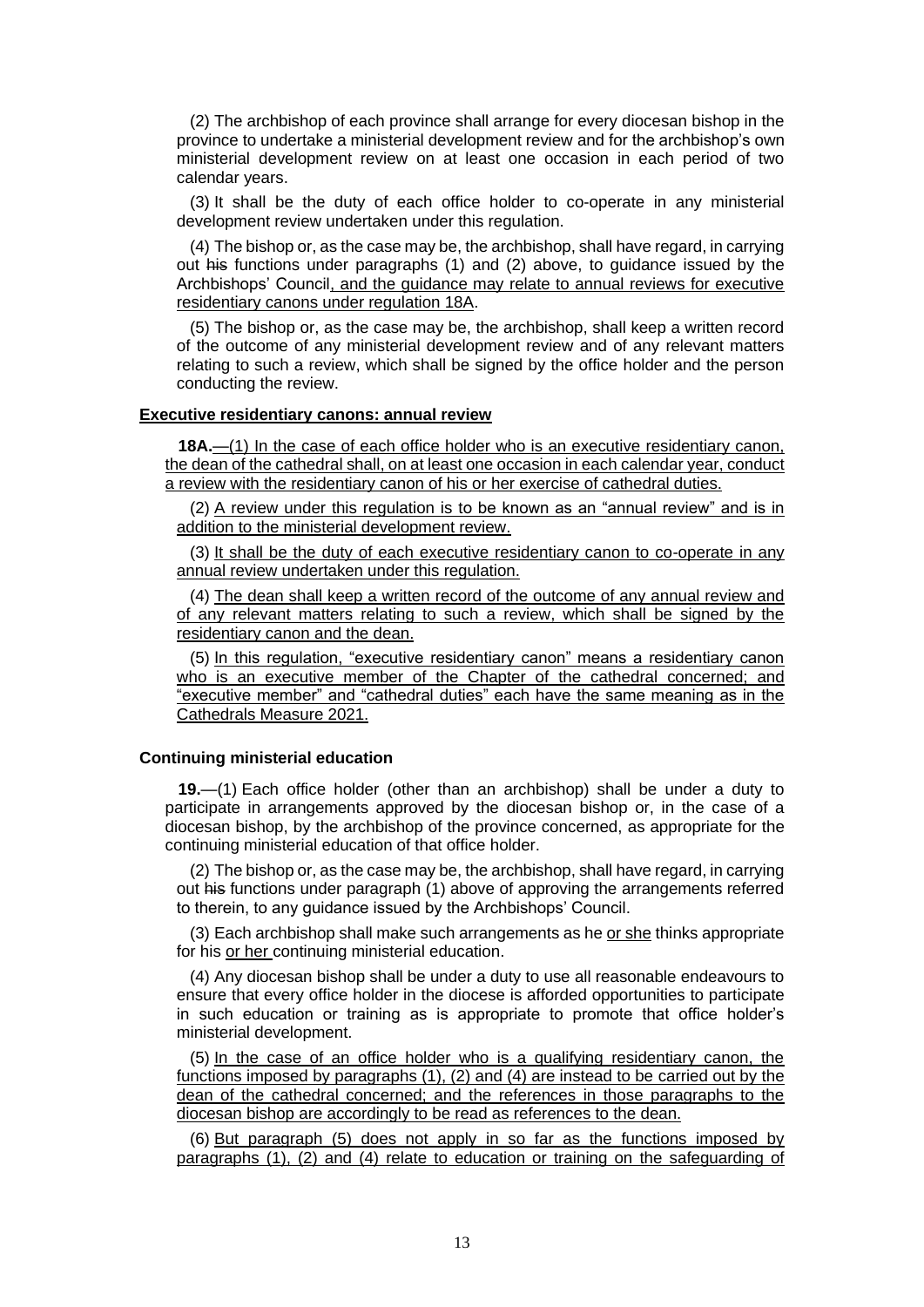(2) The archbishop of each province shall arrange for every diocesan bishop in the province to undertake a ministerial development review and for the archbishop's own ministerial development review on at least one occasion in each period of two calendar years.

(3) It shall be the duty of each office holder to co-operate in any ministerial development review undertaken under this regulation.

(4) The bishop or, as the case may be, the archbishop, shall have regard, in carrying out ~~his~~ functions under paragraphs (1) and (2) above, to guidance issued by the Archbishops' Council<u>, and the guidance may relate to annual reviews for executive residentiary canons under regulation 18A</u>.

(5) The bishop or, as the case may be, the archbishop, shall keep a written record of the outcome of any ministerial development review and of any relevant matters relating to such a review, which shall be signed by the office holder and the person conducting the review.

**<u>Executive residentiary canons: annual review</u>**

**<u>18A.</u>**<u>—(1) In the case of each office holder who is an executive residentiary canon, the dean of the cathedral shall, on at least one occasion in each calendar year, conduct a review with the residentiary canon of his or her exercise of cathedral duties.</u>

(2) <u>A review under this regulation is to be known as an "annual review" and is in addition to the ministerial development review.</u>

(3) <u>It shall be the duty of each executive residentiary canon to co-operate in any annual review undertaken under this regulation.</u>

(4) <u>The dean shall keep a written record of the outcome of any annual review and of any relevant matters relating to such a review, which shall be signed by the residentiary canon and the dean.</u>

(5) <u>In this regulation, "executive residentiary canon" means a residentiary canon who is an executive member of the Chapter of the cathedral concerned; and "executive member" and "cathedral duties" each have the same meaning as in the Cathedrals Measure 2021.</u>

**Continuing ministerial education**

**19.**—(1) Each office holder (other than an archbishop) shall be under a duty to participate in arrangements approved by the diocesan bishop or, in the case of a diocesan bishop, by the archbishop of the province concerned, as appropriate for the continuing ministerial education of that office holder.

(2) The bishop or, as the case may be, the archbishop, shall have regard, in carrying out ~~his~~ functions under paragraph (1) above of approving the arrangements referred to therein, to any guidance issued by the Archbishops' Council.

(3) Each archbishop shall make such arrangements as he <u>or she</u> thinks appropriate for his <u>or her</u> continuing ministerial education.

(4) Any diocesan bishop shall be under a duty to use all reasonable endeavours to ensure that every office holder in the diocese is afforded opportunities to participate in such education or training as is appropriate to promote that office holder's ministerial development.

(5) <u>In the case of an office holder who is a qualifying residentiary canon, the functions imposed by paragraphs (1), (2) and (4) are instead to be carried out by the dean of the cathedral concerned; and the references in those paragraphs to the diocesan bishop are accordingly to be read as references to the dean.</u>

(6) <u>But paragraph (5) does not apply in so far as the functions imposed by paragraphs (1), (2) and (4) relate to education or training on the safeguarding of</u>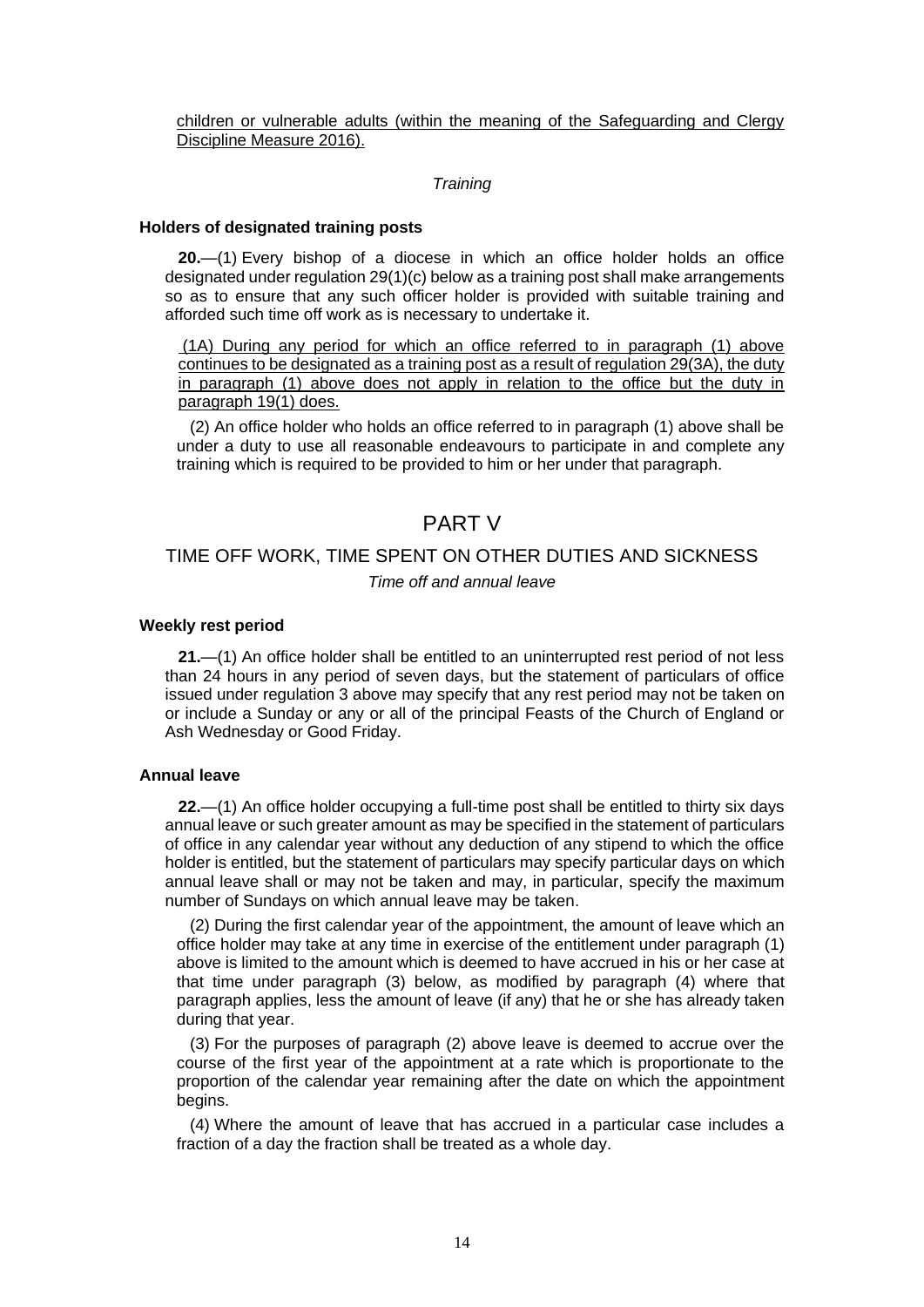children or vulnerable adults (within the meaning of the Safeguarding and Clergy Discipline Measure 2016).

*Training*

**Holders of designated training posts**

**20.**—(1) Every bishop of a diocese in which an office holder holds an office designated under regulation 29(1)(c) below as a training post shall make arrangements so as to ensure that any such officer holder is provided with suitable training and afforded such time off work as is necessary to undertake it.

(1A) During any period for which an office referred to in paragraph (1) above continues to be designated as a training post as a result of regulation 29(3A), the duty in paragraph (1) above does not apply in relation to the office but the duty in paragraph 19(1) does.

(2) An office holder who holds an office referred to in paragraph (1) above shall be under a duty to use all reasonable endeavours to participate in and complete any training which is required to be provided to him or her under that paragraph.

# PART V

## TIME OFF WORK, TIME SPENT ON OTHER DUTIES AND SICKNESS

*Time off and annual leave*

**Weekly rest period**

**21.**—(1) An office holder shall be entitled to an uninterrupted rest period of not less than 24 hours in any period of seven days, but the statement of particulars of office issued under regulation 3 above may specify that any rest period may not be taken on or include a Sunday or any or all of the principal Feasts of the Church of England or Ash Wednesday or Good Friday.

**Annual leave**

**22.**—(1) An office holder occupying a full-time post shall be entitled to thirty six days annual leave or such greater amount as may be specified in the statement of particulars of office in any calendar year without any deduction of any stipend to which the office holder is entitled, but the statement of particulars may specify particular days on which annual leave shall or may not be taken and may, in particular, specify the maximum number of Sundays on which annual leave may be taken.

(2) During the first calendar year of the appointment, the amount of leave which an office holder may take at any time in exercise of the entitlement under paragraph (1) above is limited to the amount which is deemed to have accrued in his or her case at that time under paragraph (3) below, as modified by paragraph (4) where that paragraph applies, less the amount of leave (if any) that he or she has already taken during that year.

(3) For the purposes of paragraph (2) above leave is deemed to accrue over the course of the first year of the appointment at a rate which is proportionate to the proportion of the calendar year remaining after the date on which the appointment begins.

(4) Where the amount of leave that has accrued in a particular case includes a fraction of a day the fraction shall be treated as a whole day.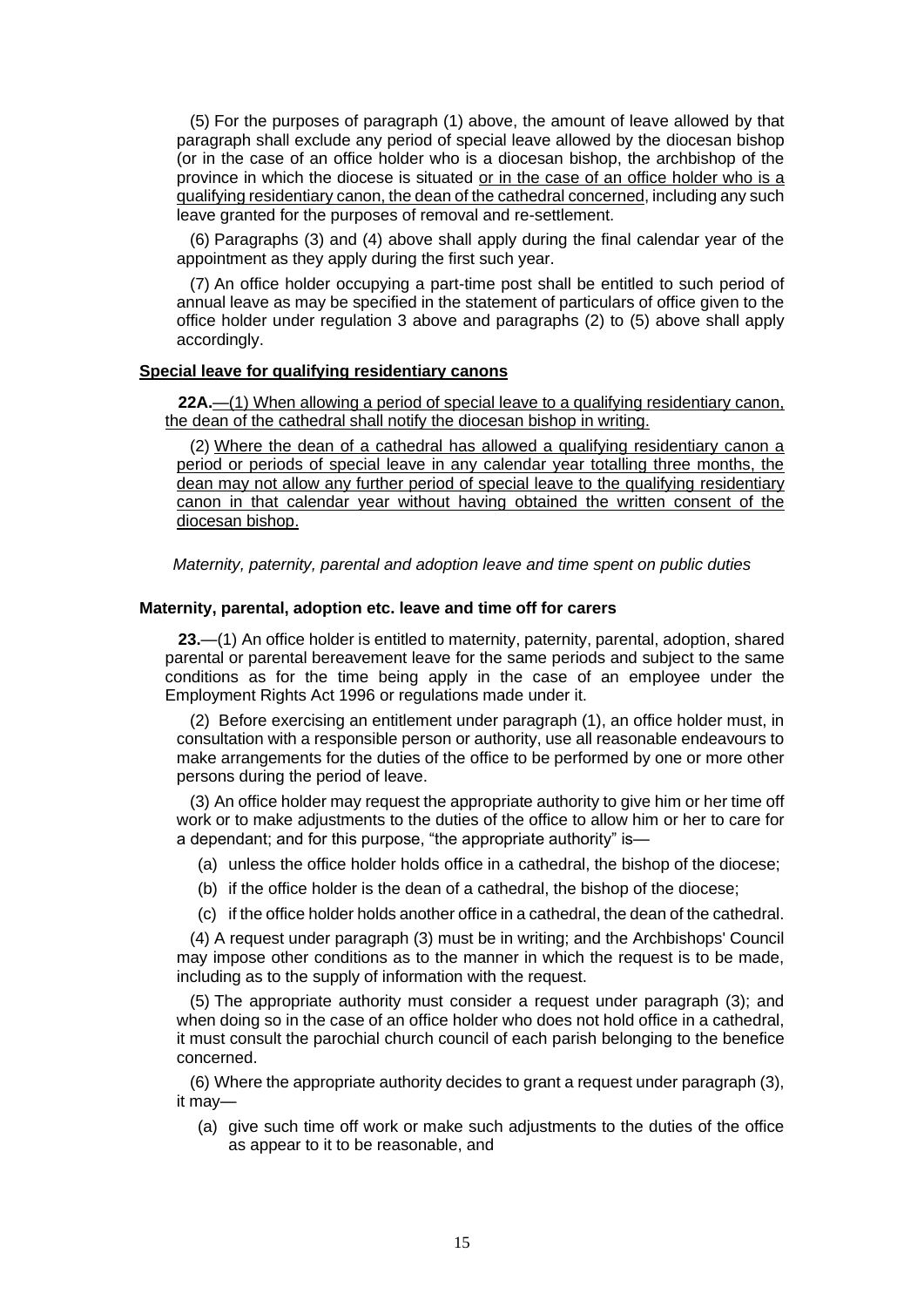(5) For the purposes of paragraph (1) above, the amount of leave allowed by that paragraph shall exclude any period of special leave allowed by the diocesan bishop (or in the case of an office holder who is a diocesan bishop, the archbishop of the province in which the diocese is situated or in the case of an office holder who is a qualifying residentiary canon, the dean of the cathedral concerned, including any such leave granted for the purposes of removal and re-settlement.

(6) Paragraphs (3) and (4) above shall apply during the final calendar year of the appointment as they apply during the first such year.

(7) An office holder occupying a part-time post shall be entitled to such period of annual leave as may be specified in the statement of particulars of office given to the office holder under regulation 3 above and paragraphs (2) to (5) above shall apply accordingly.

**Special leave for qualifying residentiary canons**

**22A.**—(1) When allowing a period of special leave to a qualifying residentiary canon, the dean of the cathedral shall notify the diocesan bishop in writing.

(2) Where the dean of a cathedral has allowed a qualifying residentiary canon a period or periods of special leave in any calendar year totalling three months, the dean may not allow any further period of special leave to the qualifying residentiary canon in that calendar year without having obtained the written consent of the diocesan bishop.

*Maternity, paternity, parental and adoption leave and time spent on public duties*

**Maternity, parental, adoption etc. leave and time off for carers**

**23.**—(1) An office holder is entitled to maternity, paternity, parental, adoption, shared parental or parental bereavement leave for the same periods and subject to the same conditions as for the time being apply in the case of an employee under the Employment Rights Act 1996 or regulations made under it.

(2) Before exercising an entitlement under paragraph (1), an office holder must, in consultation with a responsible person or authority, use all reasonable endeavours to make arrangements for the duties of the office to be performed by one or more other persons during the period of leave.

(3) An office holder may request the appropriate authority to give him or her time off work or to make adjustments to the duties of the office to allow him or her to care for a dependant; and for this purpose, "the appropriate authority" is—

(a) unless the office holder holds office in a cathedral, the bishop of the diocese;

(b) if the office holder is the dean of a cathedral, the bishop of the diocese;

(c) if the office holder holds another office in a cathedral, the dean of the cathedral.

(4) A request under paragraph (3) must be in writing; and the Archbishops' Council may impose other conditions as to the manner in which the request is to be made, including as to the supply of information with the request.

(5) The appropriate authority must consider a request under paragraph (3); and when doing so in the case of an office holder who does not hold office in a cathedral, it must consult the parochial church council of each parish belonging to the benefice concerned.

(6) Where the appropriate authority decides to grant a request under paragraph (3), it may—

(a) give such time off work or make such adjustments to the duties of the office as appear to it to be reasonable, and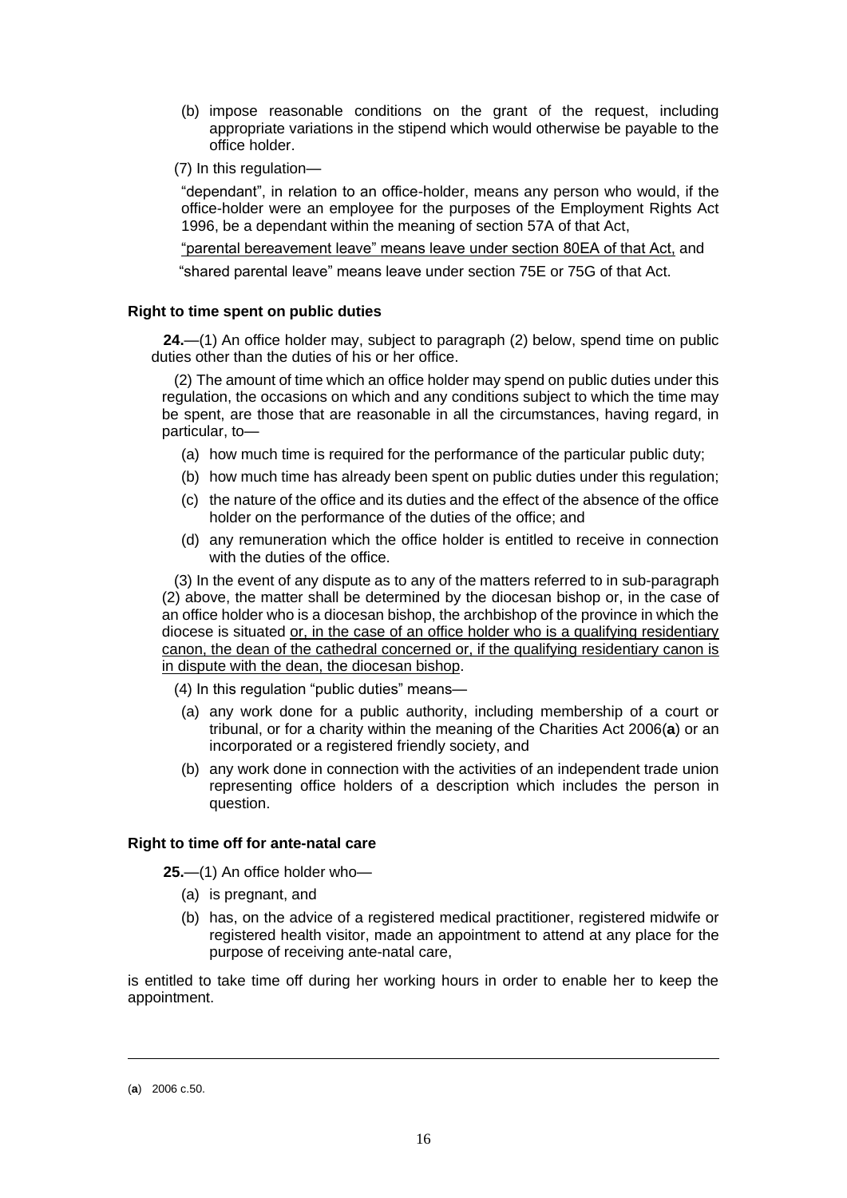(b) impose reasonable conditions on the grant of the request, including appropriate variations in the stipend which would otherwise be payable to the office holder.

(7) In this regulation—

"dependant", in relation to an office-holder, means any person who would, if the office-holder were an employee for the purposes of the Employment Rights Act 1996, be a dependant within the meaning of section 57A of that Act,

<u>"parental bereavement leave" means leave under section 80EA of that Act,</u> and

"shared parental leave" means leave under section 75E or 75G of that Act.

**Right to time spent on public duties**

**24.**—(1) An office holder may, subject to paragraph (2) below, spend time on public duties other than the duties of his or her office.

(2) The amount of time which an office holder may spend on public duties under this regulation, the occasions on which and any conditions subject to which the time may be spent, are those that are reasonable in all the circumstances, having regard, in particular, to—

(a) how much time is required for the performance of the particular public duty;

(b) how much time has already been spent on public duties under this regulation;

(c) the nature of the office and its duties and the effect of the absence of the office holder on the performance of the duties of the office; and

(d) any remuneration which the office holder is entitled to receive in connection with the duties of the office.

(3) In the event of any dispute as to any of the matters referred to in sub-paragraph (2) above, the matter shall be determined by the diocesan bishop or, in the case of an office holder who is a diocesan bishop, the archbishop of the province in which the diocese is situated <u>or, in the case of an office holder who is a qualifying residentiary canon, the dean of the cathedral concerned or, if the qualifying residentiary canon is in dispute with the dean, the diocesan bishop</u>.

(4) In this regulation "public duties" means—

(a) any work done for a public authority, including membership of a court or tribunal, or for a charity within the meaning of the Charities Act 2006([a]) or an incorporated or a registered friendly society, and

(b) any work done in connection with the activities of an independent trade union representing office holders of a description which includes the person in question.

**Right to time off for ante-natal care**

**25.**—(1) An office holder who—

(a) is pregnant, and

(b) has, on the advice of a registered medical practitioner, registered midwife or registered health visitor, made an appointment to attend at any place for the purpose of receiving ante-natal care,

is entitled to take time off during her working hours in order to enable her to keep the appointment.

---

([a]) 2006 c.50.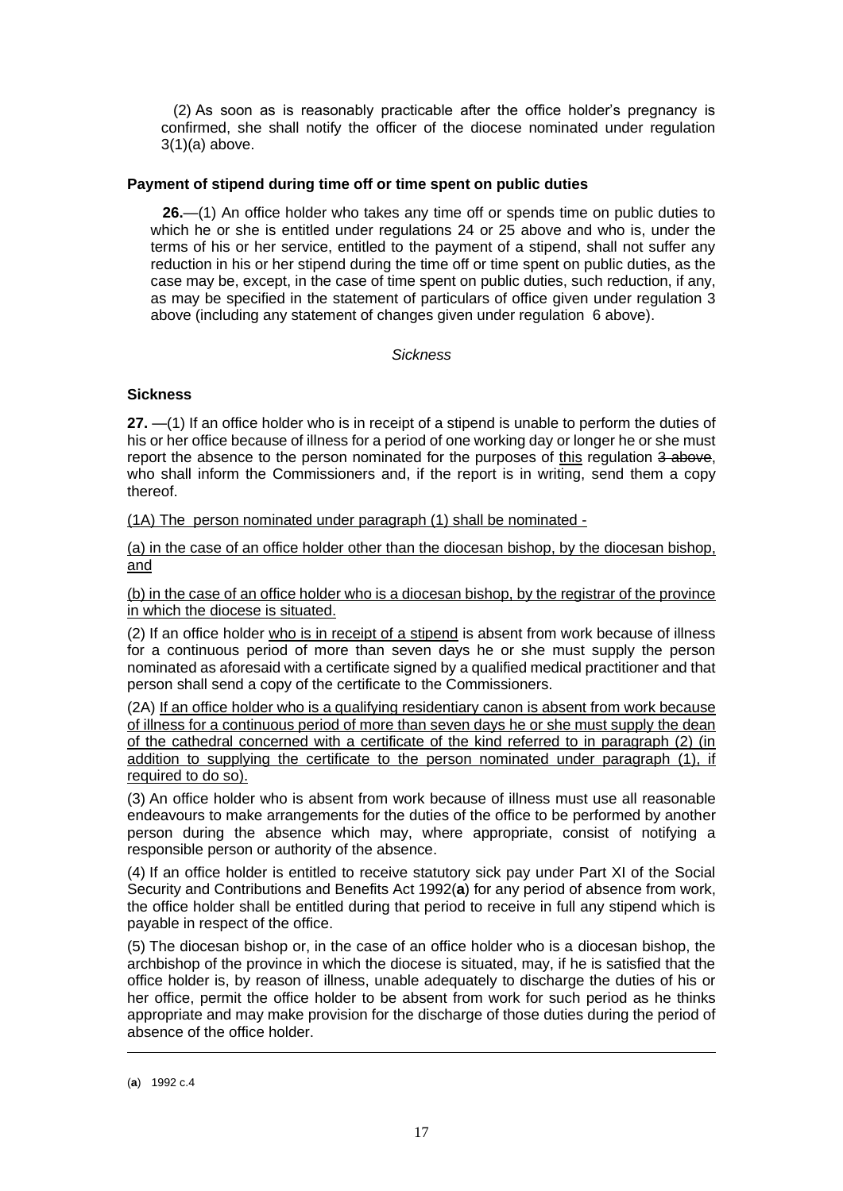(2) As soon as is reasonably practicable after the office holder's pregnancy is confirmed, she shall notify the officer of the diocese nominated under regulation 3(1)(a) above.

**Payment of stipend during time off or time spent on public duties**

**26.**—(1) An office holder who takes any time off or spends time on public duties to which he or she is entitled under regulations 24 or 25 above and who is, under the terms of his or her service, entitled to the payment of a stipend, shall not suffer any reduction in his or her stipend during the time off or time spent on public duties, as the case may be, except, in the case of time spent on public duties, such reduction, if any, as may be specified in the statement of particulars of office given under regulation 3 above (including any statement of changes given under regulation 6 above).

*Sickness*

**Sickness**

**27.** —(1) If an office holder who is in receipt of a stipend is unable to perform the duties of his or her office because of illness for a period of one working day or longer he or she must report the absence to the person nominated for the purposes of <u>this</u> regulation ~~3 above~~, who shall inform the Commissioners and, if the report is in writing, send them a copy thereof.

<u>(1A) The person nominated under paragraph (1) shall be nominated -</u>

<u>(a) in the case of an office holder other than the diocesan bishop, by the diocesan bishop, and</u>

<u>(b) in the case of an office holder who is a diocesan bishop, by the registrar of the province in which the diocese is situated.</u>

(2) If an office holder <u>who is in receipt of a stipend</u> is absent from work because of illness for a continuous period of more than seven days he or she must supply the person nominated as aforesaid with a certificate signed by a qualified medical practitioner and that person shall send a copy of the certificate to the Commissioners.

(2A) <u>If an office holder who is a qualifying residentiary canon is absent from work because of illness for a continuous period of more than seven days he or she must supply the dean of the cathedral concerned with a certificate of the kind referred to in paragraph (2) (in addition to supplying the certificate to the person nominated under paragraph (1), if required to do so).</u>

(3) An office holder who is absent from work because of illness must use all reasonable endeavours to make arrangements for the duties of the office to be performed by another person during the absence which may, where appropriate, consist of notifying a responsible person or authority of the absence.

(4) If an office holder is entitled to receive statutory sick pay under Part XI of the Social Security and Contributions and Benefits Act 1992([a]) for any period of absence from work, the office holder shall be entitled during that period to receive in full any stipend which is payable in respect of the office.

(5) The diocesan bishop or, in the case of an office holder who is a diocesan bishop, the archbishop of the province in which the diocese is situated, may, if he is satisfied that the office holder is, by reason of illness, unable adequately to discharge the duties of his or her office, permit the office holder to be absent from work for such period as he thinks appropriate and may make provision for the discharge of those duties during the period of absence of the office holder.

---

(**a**) 1992 c.4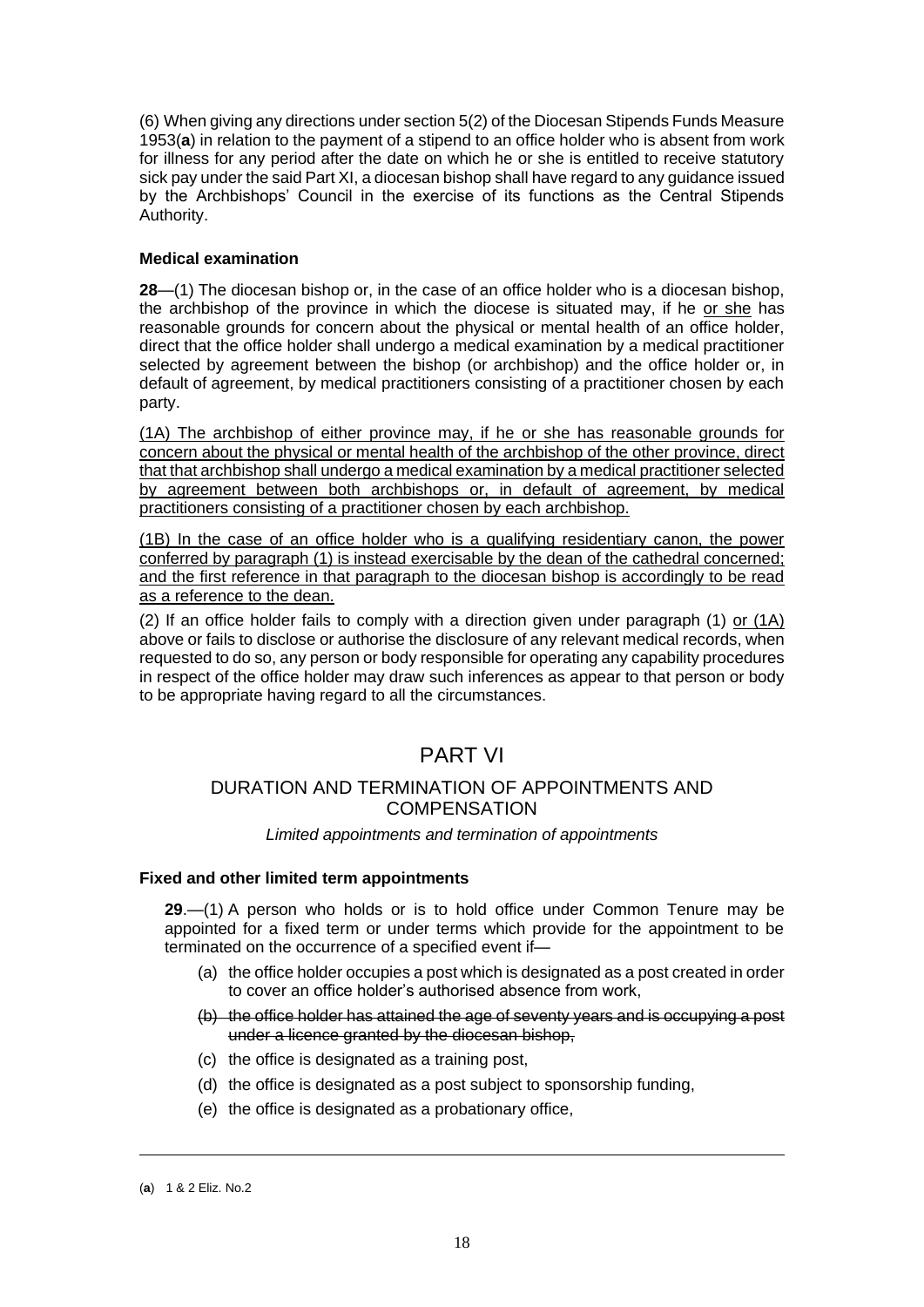(6) When giving any directions under section 5(2) of the Diocesan Stipends Funds Measure 1953(**a**) in relation to the payment of a stipend to an office holder who is absent from work for illness for any period after the date on which he or she is entitled to receive statutory sick pay under the said Part XI, a diocesan bishop shall have regard to any guidance issued by the Archbishops' Council in the exercise of its functions as the Central Stipends Authority.

**Medical examination**

**28**—(1) The diocesan bishop or, in the case of an office holder who is a diocesan bishop, the archbishop of the province in which the diocese is situated may, if he <u>or she</u> has reasonable grounds for concern about the physical or mental health of an office holder, direct that the office holder shall undergo a medical examination by a medical practitioner selected by agreement between the bishop (or archbishop) and the office holder or, in default of agreement, by medical practitioners consisting of a practitioner chosen by each party.

<u>(1A) The archbishop of either province may, if he or she has reasonable grounds for concern about the physical or mental health of the archbishop of the other province, direct that that archbishop shall undergo a medical examination by a medical practitioner selected by agreement between both archbishops or, in default of agreement, by medical practitioners consisting of a practitioner chosen by each archbishop.</u>

<u>(1B) In the case of an office holder who is a qualifying residentiary canon, the power conferred by paragraph (1) is instead exercisable by the dean of the cathedral concerned; and the first reference in that paragraph to the diocesan bishop is accordingly to be read as a reference to the dean.</u>

(2) If an office holder fails to comply with a direction given under paragraph (1) <u>or (1A)</u> above or fails to disclose or authorise the disclosure of any relevant medical records, when requested to do so, any person or body responsible for operating any capability procedures in respect of the office holder may draw such inferences as appear to that person or body to be appropriate having regard to all the circumstances.

# PART VI

## DURATION AND TERMINATION OF APPOINTMENTS AND COMPENSATION

*Limited appointments and termination of appointments*

**Fixed and other limited term appointments**

**29**.—(1) A person who holds or is to hold office under Common Tenure may be appointed for a fixed term or under terms which provide for the appointment to be terminated on the occurrence of a specified event if—

(a) the office holder occupies a post which is designated as a post created in order to cover an office holder's authorised absence from work,

~~(b) the office holder has attained the age of seventy years and is occupying a post under a licence granted by the diocesan bishop,~~

(c) the office is designated as a training post,

(d) the office is designated as a post subject to sponsorship funding,

(e) the office is designated as a probationary office,

---

(**a**) 1 & 2 Eliz. No.2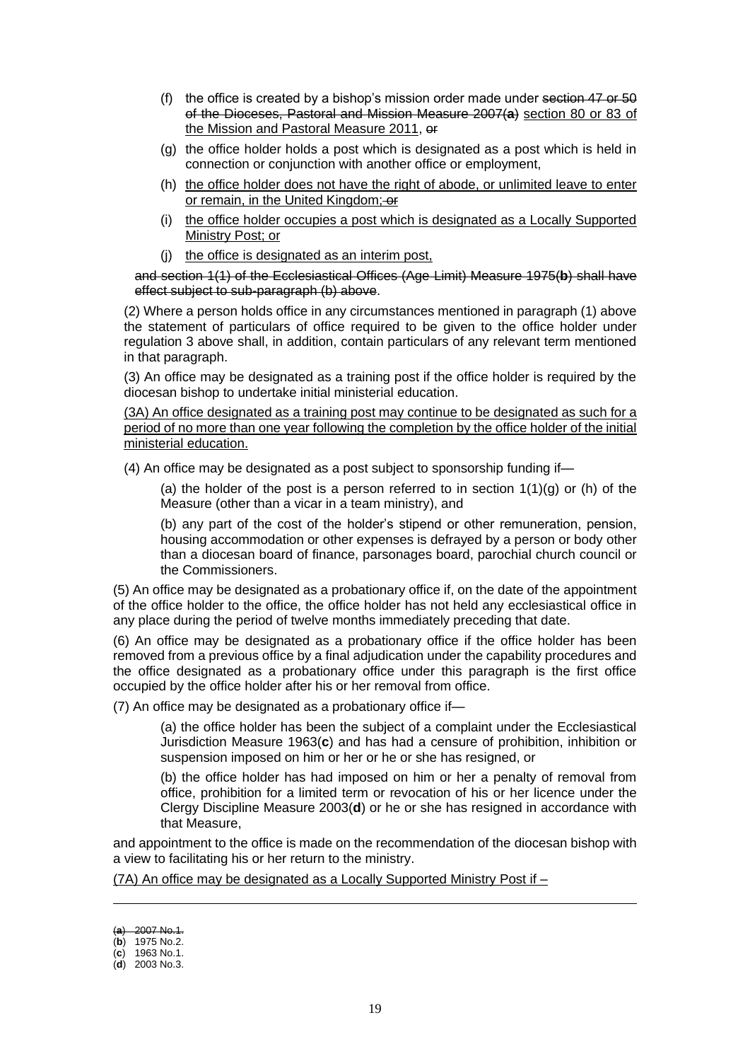(f) the office is created by a bishop's mission order made under ~~section 47 or 50 of the Dioceses, Pastoral and Mission Measure 2007(**a**)~~ <u>section 80 or 83 of the Mission and Pastoral Measure 2011</u>, ~~or~~

(g) the office holder holds a post which is designated as a post which is held in connection or conjunction with another office or employment,

(h) <u>the office holder does not have the right of abode, or unlimited leave to enter or remain, in the United Kingdom;</u> ~~or~~

(i) <u>the office holder occupies a post which is designated as a Locally Supported Ministry Post; or</u>

(j) <u>the office is designated as an interim post,</u>

~~and section 1(1) of the Ecclesiastical Offices (Age Limit) Measure 1975(**b**) shall have effect subject to sub-paragraph (b) above~~.

(2) Where a person holds office in any circumstances mentioned in paragraph (1) above the statement of particulars of office required to be given to the office holder under regulation 3 above shall, in addition, contain particulars of any relevant term mentioned in that paragraph.

(3) An office may be designated as a training post if the office holder is required by the diocesan bishop to undertake initial ministerial education.

<u>(3A) An office designated as a training post may continue to be designated as such for a period of no more than one year following the completion by the office holder of the initial ministerial education.</u>

(4) An office may be designated as a post subject to sponsorship funding if—

(a) the holder of the post is a person referred to in section 1(1)(g) or (h) of the Measure (other than a vicar in a team ministry), and

(b) any part of the cost of the holder's stipend or other remuneration, pension, housing accommodation or other expenses is defrayed by a person or body other than a diocesan board of finance, parsonages board, parochial church council or the Commissioners.

(5) An office may be designated as a probationary office if, on the date of the appointment of the office holder to the office, the office holder has not held any ecclesiastical office in any place during the period of twelve months immediately preceding that date.

(6) An office may be designated as a probationary office if the office holder has been removed from a previous office by a final adjudication under the capability procedures and the office designated as a probationary office under this paragraph is the first office occupied by the office holder after his or her removal from office.

(7) An office may be designated as a probationary office if—

(a) the office holder has been the subject of a complaint under the Ecclesiastical Jurisdiction Measure 1963(**c**) and has had a censure of prohibition, inhibition or suspension imposed on him or her or he or she has resigned, or

(b) the office holder has had imposed on him or her a penalty of removal from office, prohibition for a limited term or revocation of his or her licence under the Clergy Discipline Measure 2003(**d**) or he or she has resigned in accordance with that Measure,

and appointment to the office is made on the recommendation of the diocesan bishop with a view to facilitating his or her return to the ministry.

<u>(7A) An office may be designated as a Locally Supported Ministry Post if –</u>

---

~~(**a**) 2007 No.1.~~
(**b**) 1975 No.2.
(**c**) 1963 No.1.
(**d**) 2003 No.3.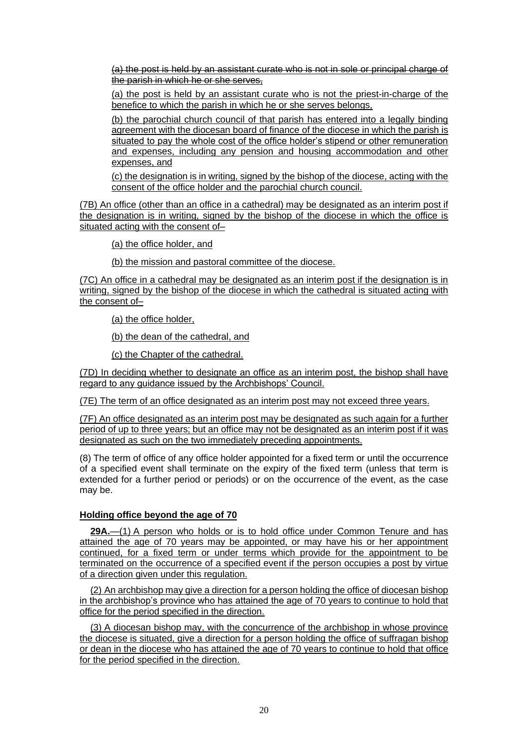~~(a) the post is held by an assistant curate who is not in sole or principal charge of the parish in which he or she serves,~~

<u>(a) the post is held by an assistant curate who is not the priest-in-charge of the benefice to which the parish in which he or she serves belongs,</u>

<u>(b) the parochial church council of that parish has entered into a legally binding agreement with the diocesan board of finance of the diocese in which the parish is situated to pay the whole cost of the office holder's stipend or other remuneration and expenses, including any pension and housing accommodation and other expenses, and</u>

<u>(c) the designation is in writing, signed by the bishop of the diocese, acting with the consent of the office holder and the parochial church council.</u>

<u>(7B) An office (other than an office in a cathedral) may be designated as an interim post if the designation is in writing, signed by the bishop of the diocese in which the office is situated acting with the consent of–</u>

<u>(a) the office holder, and</u>

<u>(b) the mission and pastoral committee of the diocese.</u>

<u>(7C) An office in a cathedral may be designated as an interim post if the designation is in writing, signed by the bishop of the diocese in which the cathedral is situated acting with the consent of–</u>

<u>(a) the office holder,</u>

<u>(b) the dean of the cathedral, and</u>

<u>(c) the Chapter of the cathedral.</u>

<u>(7D) In deciding whether to designate an office as an interim post, the bishop shall have regard to any guidance issued by the Archbishops' Council.</u>

<u>(7E) The term of an office designated as an interim post may not exceed three years.</u>

<u>(7F) An office designated as an interim post may be designated as such again for a further period of up to three years; but an office may not be designated as an interim post if it was designated as such on the two immediately preceding appointments.</u>

(8) The term of office of any office holder appointed for a fixed term or until the occurrence of a specified event shall terminate on the expiry of the fixed term (unless that term is extended for a further period or periods) or on the occurrence of the event, as the case may be.

**<u>Holding office beyond the age of 70</u>**

<u>**29A.**—(1) A person who holds or is to hold office under Common Tenure and has attained the age of 70 years may be appointed, or may have his or her appointment continued, for a fixed term or under terms which provide for the appointment to be terminated on the occurrence of a specified event if the person occupies a post by virtue of a direction given under this regulation.</u>

<u>(2) An archbishop may give a direction for a person holding the office of diocesan bishop in the archbishop's province who has attained the age of 70 years to continue to hold that office for the period specified in the direction.</u>

<u>(3) A diocesan bishop may, with the concurrence of the archbishop in whose province the diocese is situated, give a direction for a person holding the office of suffragan bishop or dean in the diocese who has attained the age of 70 years to continue to hold that office for the period specified in the direction.</u>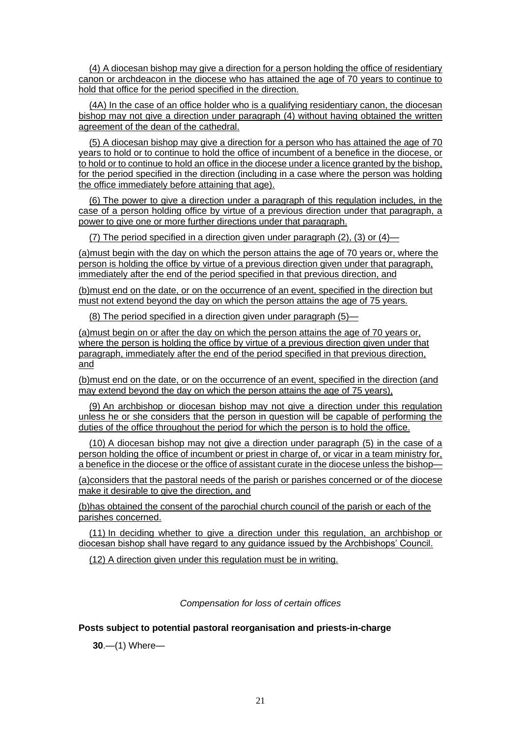(4) A diocesan bishop may give a direction for a person holding the office of residentiary canon or archdeacon in the diocese who has attained the age of 70 years to continue to hold that office for the period specified in the direction.

(4A) In the case of an office holder who is a qualifying residentiary canon, the diocesan bishop may not give a direction under paragraph (4) without having obtained the written agreement of the dean of the cathedral.

(5) A diocesan bishop may give a direction for a person who has attained the age of 70 years to hold or to continue to hold the office of incumbent of a benefice in the diocese, or to hold or to continue to hold an office in the diocese under a licence granted by the bishop, for the period specified in the direction (including in a case where the person was holding the office immediately before attaining that age).

(6) The power to give a direction under a paragraph of this regulation includes, in the case of a person holding office by virtue of a previous direction under that paragraph, a power to give one or more further directions under that paragraph.

(7) The period specified in a direction given under paragraph (2), (3) or (4)—

(a)must begin with the day on which the person attains the age of 70 years or, where the person is holding the office by virtue of a previous direction given under that paragraph, immediately after the end of the period specified in that previous direction, and

(b)must end on the date, or on the occurrence of an event, specified in the direction but must not extend beyond the day on which the person attains the age of 75 years.

(8) The period specified in a direction given under paragraph (5)—

(a)must begin on or after the day on which the person attains the age of 70 years or, where the person is holding the office by virtue of a previous direction given under that paragraph, immediately after the end of the period specified in that previous direction, and

(b)must end on the date, or on the occurrence of an event, specified in the direction (and may extend beyond the day on which the person attains the age of 75 years),

(9) An archbishop or diocesan bishop may not give a direction under this regulation unless he or she considers that the person in question will be capable of performing the duties of the office throughout the period for which the person is to hold the office.

(10) A diocesan bishop may not give a direction under paragraph (5) in the case of a person holding the office of incumbent or priest in charge of, or vicar in a team ministry for, a benefice in the diocese or the office of assistant curate in the diocese unless the bishop—

(a)considers that the pastoral needs of the parish or parishes concerned or of the diocese make it desirable to give the direction, and

(b)has obtained the consent of the parochial church council of the parish or each of the parishes concerned.

(11) In deciding whether to give a direction under this regulation, an archbishop or diocesan bishop shall have regard to any guidance issued by the Archbishops' Council.

(12) A direction given under this regulation must be in writing.

*Compensation for loss of certain offices*

**Posts subject to potential pastoral reorganisation and priests-in-charge**

**30**.—(1) Where—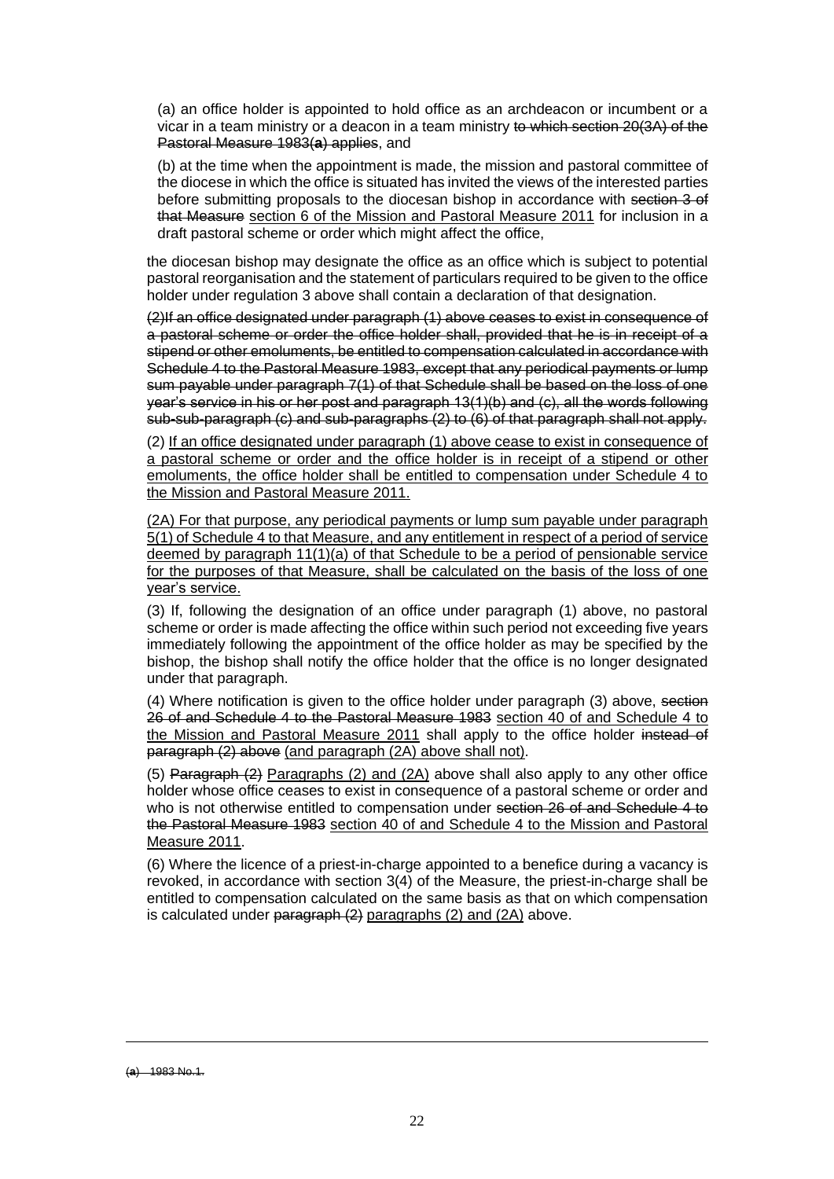(a) an office holder is appointed to hold office as an archdeacon or incumbent or a vicar in a team ministry or a deacon in a team ministry ~~to which section 20(3A) of the Pastoral Measure 1983(**a**) applies~~, and

(b) at the time when the appointment is made, the mission and pastoral committee of the diocese in which the office is situated has invited the views of the interested parties before submitting proposals to the diocesan bishop in accordance with ~~section 3 of that Measure~~ <u>section 6 of the Mission and Pastoral Measure 2011</u> for inclusion in a draft pastoral scheme or order which might affect the office,

the diocesan bishop may designate the office as an office which is subject to potential pastoral reorganisation and the statement of particulars required to be given to the office holder under regulation 3 above shall contain a declaration of that designation.

~~(2)If an office designated under paragraph (1) above ceases to exist in consequence of a pastoral scheme or order the office holder shall, provided that he is in receipt of a stipend or other emoluments, be entitled to compensation calculated in accordance with Schedule 4 to the Pastoral Measure 1983, except that any periodical payments or lump sum payable under paragraph 7(1) of that Schedule shall be based on the loss of one year's service in his or her post and paragraph 13(1)(b) and (c), all the words following sub-sub-paragraph (c) and sub-paragraphs (2) to (6) of that paragraph shall not apply.~~

(2) <u>If an office designated under paragraph (1) above cease to exist in consequence of a pastoral scheme or order and the office holder is in receipt of a stipend or other emoluments, the office holder shall be entitled to compensation under Schedule 4 to the Mission and Pastoral Measure 2011.</u>

<u>(2A) For that purpose, any periodical payments or lump sum payable under paragraph 5(1) of Schedule 4 to that Measure, and any entitlement in respect of a period of service deemed by paragraph 11(1)(a) of that Schedule to be a period of pensionable service for the purposes of that Measure, shall be calculated on the basis of the loss of one year's service.</u>

(3) If, following the designation of an office under paragraph (1) above, no pastoral scheme or order is made affecting the office within such period not exceeding five years immediately following the appointment of the office holder as may be specified by the bishop, the bishop shall notify the office holder that the office is no longer designated under that paragraph.

(4) Where notification is given to the office holder under paragraph (3) above, ~~section 26 of and Schedule 4 to the Pastoral Measure 1983~~ <u>section 40 of and Schedule 4 to the Mission and Pastoral Measure 2011</u> shall apply to the office holder ~~instead of paragraph (2) above~~ <u>(and paragraph (2A) above shall not)</u>.

(5) ~~Paragraph (2)~~ <u>Paragraphs (2) and (2A)</u> above shall also apply to any other office holder whose office ceases to exist in consequence of a pastoral scheme or order and who is not otherwise entitled to compensation under ~~section 26 of and Schedule 4 to the Pastoral Measure 1983~~ <u>section 40 of and Schedule 4 to the Mission and Pastoral Measure 2011</u>.

(6) Where the licence of a priest-in-charge appointed to a benefice during a vacancy is revoked, in accordance with section 3(4) of the Measure, the priest-in-charge shall be entitled to compensation calculated on the same basis as that on which compensation is calculated under ~~paragraph (2)~~ <u>paragraphs (2) and (2A)</u> above.

---

~~(a) 1983 No.1.~~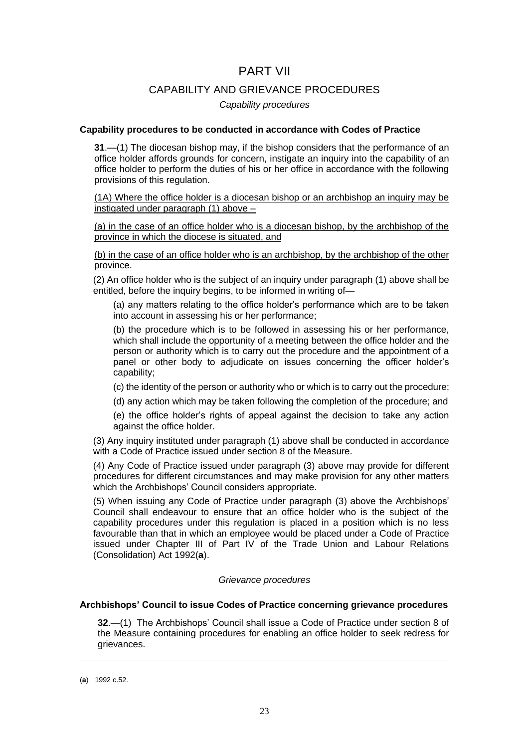# PART VII

## CAPABILITY AND GRIEVANCE PROCEDURES

*Capability procedures*

**Capability procedures to be conducted in accordance with Codes of Practice**

**31**.—(1) The diocesan bishop may, if the bishop considers that the performance of an office holder affords grounds for concern, instigate an inquiry into the capability of an office holder to perform the duties of his or her office in accordance with the following provisions of this regulation.

<u>(1A) Where the office holder is a diocesan bishop or an archbishop an inquiry may be instigated under paragraph (1) above –</u>

<u>(a) in the case of an office holder who is a diocesan bishop, by the archbishop of the province in which the diocese is situated, and</u>

<u>(b) in the case of an office holder who is an archbishop, by the archbishop of the other province.</u>

(2) An office holder who is the subject of an inquiry under paragraph (1) above shall be entitled, before the inquiry begins, to be informed in writing of—

(a) any matters relating to the office holder's performance which are to be taken into account in assessing his or her performance;

(b) the procedure which is to be followed in assessing his or her performance, which shall include the opportunity of a meeting between the office holder and the person or authority which is to carry out the procedure and the appointment of a panel or other body to adjudicate on issues concerning the officer holder's capability;

(c) the identity of the person or authority who or which is to carry out the procedure;

(d) any action which may be taken following the completion of the procedure; and

(e) the office holder's rights of appeal against the decision to take any action against the office holder.

(3) Any inquiry instituted under paragraph (1) above shall be conducted in accordance with a Code of Practice issued under section 8 of the Measure.

(4) Any Code of Practice issued under paragraph (3) above may provide for different procedures for different circumstances and may make provision for any other matters which the Archbishops' Council considers appropriate.

(5) When issuing any Code of Practice under paragraph (3) above the Archbishops' Council shall endeavour to ensure that an office holder who is the subject of the capability procedures under this regulation is placed in a position which is no less favourable than that in which an employee would be placed under a Code of Practice issued under Chapter III of Part IV of the Trade Union and Labour Relations (Consolidation) Act 1992(**a**).

*Grievance procedures*

**Archbishops' Council to issue Codes of Practice concerning grievance procedures**

**32**.—(1) The Archbishops' Council shall issue a Code of Practice under section 8 of the Measure containing procedures for enabling an office holder to seek redress for grievances.

---

(**a**) 1992 c.52.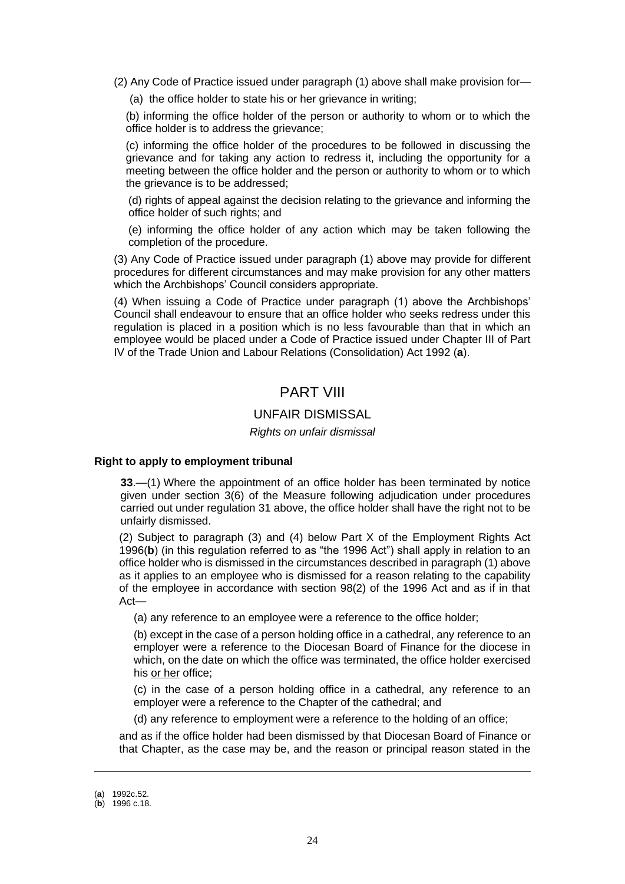(2) Any Code of Practice issued under paragraph (1) above shall make provision for—

(a) the office holder to state his or her grievance in writing;

(b) informing the office holder of the person or authority to whom or to which the office holder is to address the grievance;

(c) informing the office holder of the procedures to be followed in discussing the grievance and for taking any action to redress it, including the opportunity for a meeting between the office holder and the person or authority to whom or to which the grievance is to be addressed;

(d) rights of appeal against the decision relating to the grievance and informing the office holder of such rights; and

(e) informing the office holder of any action which may be taken following the completion of the procedure.

(3) Any Code of Practice issued under paragraph (1) above may provide for different procedures for different circumstances and may make provision for any other matters which the Archbishops' Council considers appropriate.

(4) When issuing a Code of Practice under paragraph (1) above the Archbishops' Council shall endeavour to ensure that an office holder who seeks redress under this regulation is placed in a position which is no less favourable than that in which an employee would be placed under a Code of Practice issued under Chapter III of Part IV of the Trade Union and Labour Relations (Consolidation) Act 1992 (**a**).

## PART VIII

### UNFAIR DISMISSAL

*Rights on unfair dismissal*

**Right to apply to employment tribunal**

**33**.—(1) Where the appointment of an office holder has been terminated by notice given under section 3(6) of the Measure following adjudication under procedures carried out under regulation 31 above, the office holder shall have the right not to be unfairly dismissed.

(2) Subject to paragraph (3) and (4) below Part X of the Employment Rights Act 1996(**b**) (in this regulation referred to as "the 1996 Act") shall apply in relation to an office holder who is dismissed in the circumstances described in paragraph (1) above as it applies to an employee who is dismissed for a reason relating to the capability of the employee in accordance with section 98(2) of the 1996 Act and as if in that Act—

(a) any reference to an employee were a reference to the office holder;

(b) except in the case of a person holding office in a cathedral, any reference to an employer were a reference to the Diocesan Board of Finance for the diocese in which, on the date on which the office was terminated, the office holder exercised his or her office;

(c) in the case of a person holding office in a cathedral, any reference to an employer were a reference to the Chapter of the cathedral; and

(d) any reference to employment were a reference to the holding of an office;

and as if the office holder had been dismissed by that Diocesan Board of Finance or that Chapter, as the case may be, and the reason or principal reason stated in the

(**a**) 1992c.52.
(**b**) 1996 c.18.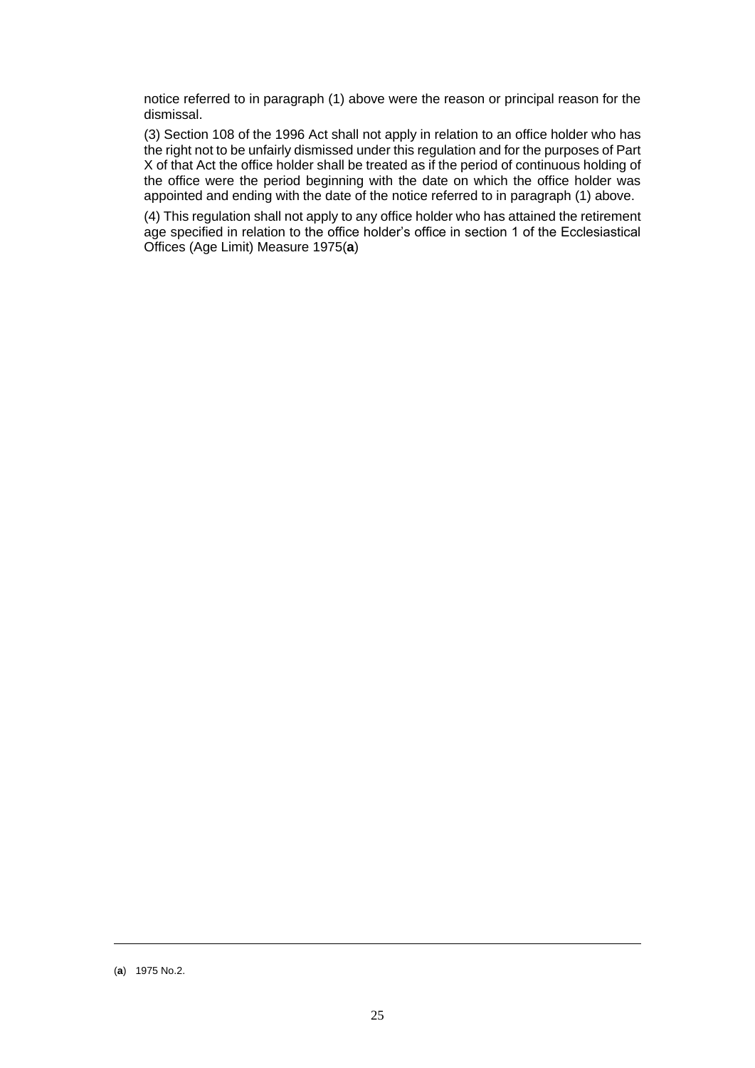notice referred to in paragraph (1) above were the reason or principal reason for the dismissal.

(3) Section 108 of the 1996 Act shall not apply in relation to an office holder who has the right not to be unfairly dismissed under this regulation and for the purposes of Part X of that Act the office holder shall be treated as if the period of continuous holding of the office were the period beginning with the date on which the office holder was appointed and ending with the date of the notice referred to in paragraph (1) above.

(4) This regulation shall not apply to any office holder who has attained the retirement age specified in relation to the office holder's office in section 1 of the Ecclesiastical Offices (Age Limit) Measure 1975([a])

---

([a]) 1975 No.2.